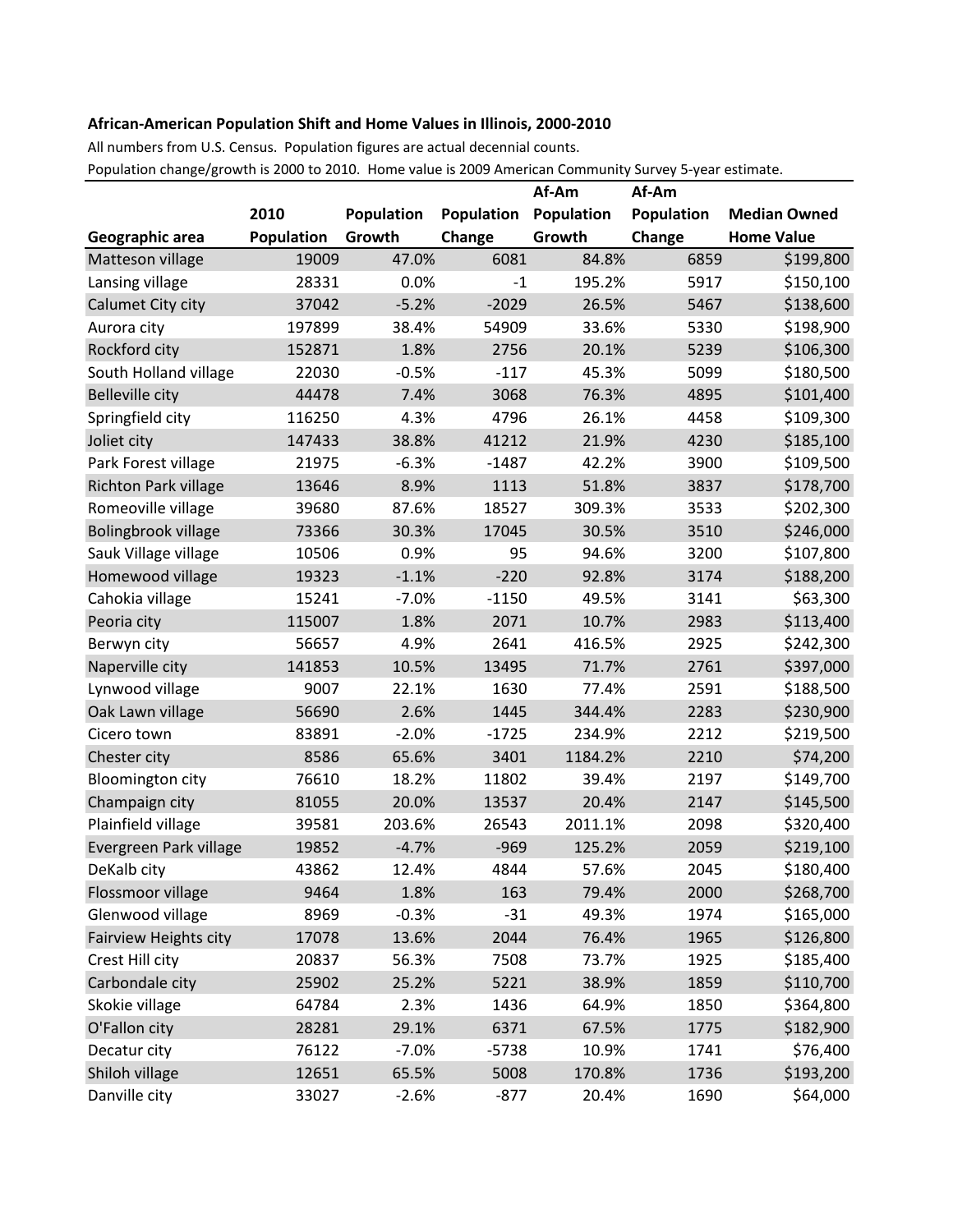**African-American Population Shift and Home Values in Illinois, 2000-2010**

All numbers from U.S. Census. Population figures are actual decennial counts.

Population change/growth is 2000 to 2010. Home value is 2009 American Community Survey 5-year estimate.

| Geographic area | 2010 Population | Population Growth | Population Change | Af-Am Population Growth | Af-Am Population Change | Median Owned Home Value |
|---|---|---|---|---|---|---|
| Matteson village | 19009 | 47.0% | 6081 | 84.8% | 6859 | $199,800 |
| Lansing village | 28331 | 0.0% | -1 | 195.2% | 5917 | $150,100 |
| Calumet City city | 37042 | -5.2% | -2029 | 26.5% | 5467 | $138,600 |
| Aurora city | 197899 | 38.4% | 54909 | 33.6% | 5330 | $198,900 |
| Rockford city | 152871 | 1.8% | 2756 | 20.1% | 5239 | $106,300 |
| South Holland village | 22030 | -0.5% | -117 | 45.3% | 5099 | $180,500 |
| Belleville city | 44478 | 7.4% | 3068 | 76.3% | 4895 | $101,400 |
| Springfield city | 116250 | 4.3% | 4796 | 26.1% | 4458 | $109,300 |
| Joliet city | 147433 | 38.8% | 41212 | 21.9% | 4230 | $185,100 |
| Park Forest village | 21975 | -6.3% | -1487 | 42.2% | 3900 | $109,500 |
| Richton Park village | 13646 | 8.9% | 1113 | 51.8% | 3837 | $178,700 |
| Romeoville village | 39680 | 87.6% | 18527 | 309.3% | 3533 | $202,300 |
| Bolingbrook village | 73366 | 30.3% | 17045 | 30.5% | 3510 | $246,000 |
| Sauk Village village | 10506 | 0.9% | 95 | 94.6% | 3200 | $107,800 |
| Homewood village | 19323 | -1.1% | -220 | 92.8% | 3174 | $188,200 |
| Cahokia village | 15241 | -7.0% | -1150 | 49.5% | 3141 | $63,300 |
| Peoria city | 115007 | 1.8% | 2071 | 10.7% | 2983 | $113,400 |
| Berwyn city | 56657 | 4.9% | 2641 | 416.5% | 2925 | $242,300 |
| Naperville city | 141853 | 10.5% | 13495 | 71.7% | 2761 | $397,000 |
| Lynwood village | 9007 | 22.1% | 1630 | 77.4% | 2591 | $188,500 |
| Oak Lawn village | 56690 | 2.6% | 1445 | 344.4% | 2283 | $230,900 |
| Cicero town | 83891 | -2.0% | -1725 | 234.9% | 2212 | $219,500 |
| Chester city | 8586 | 65.6% | 3401 | 1184.2% | 2210 | $74,200 |
| Bloomington city | 76610 | 18.2% | 11802 | 39.4% | 2197 | $149,700 |
| Champaign city | 81055 | 20.0% | 13537 | 20.4% | 2147 | $145,500 |
| Plainfield village | 39581 | 203.6% | 26543 | 2011.1% | 2098 | $320,400 |
| Evergreen Park village | 19852 | -4.7% | -969 | 125.2% | 2059 | $219,100 |
| DeKalb city | 43862 | 12.4% | 4844 | 57.6% | 2045 | $180,400 |
| Flossmoor village | 9464 | 1.8% | 163 | 79.4% | 2000 | $268,700 |
| Glenwood village | 8969 | -0.3% | -31 | 49.3% | 1974 | $165,000 |
| Fairview Heights city | 17078 | 13.6% | 2044 | 76.4% | 1965 | $126,800 |
| Crest Hill city | 20837 | 56.3% | 7508 | 73.7% | 1925 | $185,400 |
| Carbondale city | 25902 | 25.2% | 5221 | 38.9% | 1859 | $110,700 |
| Skokie village | 64784 | 2.3% | 1436 | 64.9% | 1850 | $364,800 |
| O'Fallon city | 28281 | 29.1% | 6371 | 67.5% | 1775 | $182,900 |
| Decatur city | 76122 | -7.0% | -5738 | 10.9% | 1741 | $76,400 |
| Shiloh village | 12651 | 65.5% | 5008 | 170.8% | 1736 | $193,200 |
| Danville city | 33027 | -2.6% | -877 | 20.4% | 1690 | $64,000 |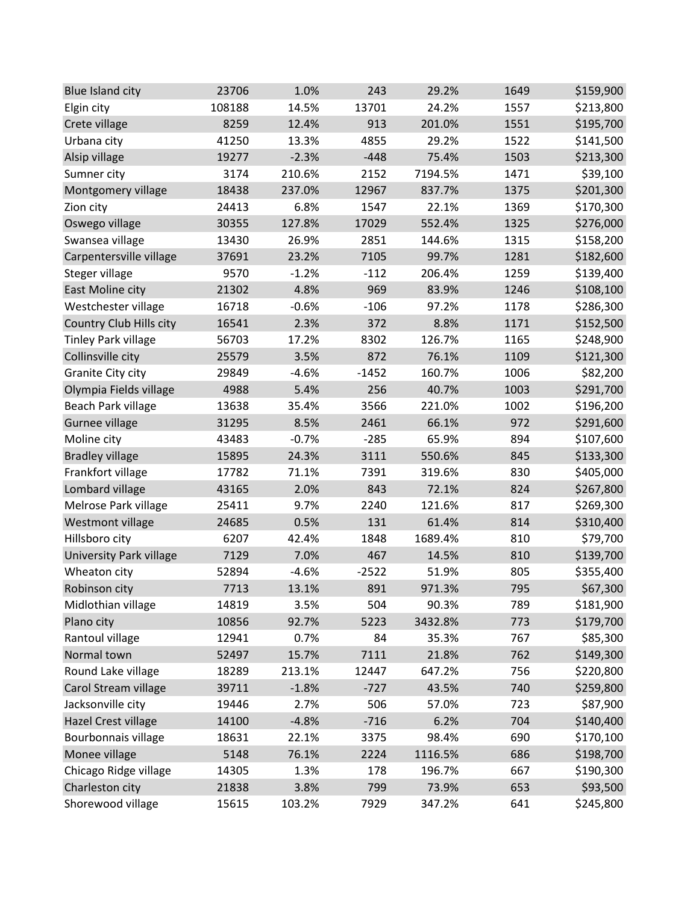| | | | | | | |
|---|---|---|---|---|---|---|
| Blue Island city | 23706 | 1.0% | 243 | 29.2% | 1649 | $159,900 |
| Elgin city | 108188 | 14.5% | 13701 | 24.2% | 1557 | $213,800 |
| Crete village | 8259 | 12.4% | 913 | 201.0% | 1551 | $195,700 |
| Urbana city | 41250 | 13.3% | 4855 | 29.2% | 1522 | $141,500 |
| Alsip village | 19277 | -2.3% | -448 | 75.4% | 1503 | $213,300 |
| Sumner city | 3174 | 210.6% | 2152 | 7194.5% | 1471 | $39,100 |
| Montgomery village | 18438 | 237.0% | 12967 | 837.7% | 1375 | $201,300 |
| Zion city | 24413 | 6.8% | 1547 | 22.1% | 1369 | $170,300 |
| Oswego village | 30355 | 127.8% | 17029 | 552.4% | 1325 | $276,000 |
| Swansea village | 13430 | 26.9% | 2851 | 144.6% | 1315 | $158,200 |
| Carpentersville village | 37691 | 23.2% | 7105 | 99.7% | 1281 | $182,600 |
| Steger village | 9570 | -1.2% | -112 | 206.4% | 1259 | $139,400 |
| East Moline city | 21302 | 4.8% | 969 | 83.9% | 1246 | $108,100 |
| Westchester village | 16718 | -0.6% | -106 | 97.2% | 1178 | $286,300 |
| Country Club Hills city | 16541 | 2.3% | 372 | 8.8% | 1171 | $152,500 |
| Tinley Park village | 56703 | 17.2% | 8302 | 126.7% | 1165 | $248,900 |
| Collinsville city | 25579 | 3.5% | 872 | 76.1% | 1109 | $121,300 |
| Granite City city | 29849 | -4.6% | -1452 | 160.7% | 1006 | $82,200 |
| Olympia Fields village | 4988 | 5.4% | 256 | 40.7% | 1003 | $291,700 |
| Beach Park village | 13638 | 35.4% | 3566 | 221.0% | 1002 | $196,200 |
| Gurnee village | 31295 | 8.5% | 2461 | 66.1% | 972 | $291,600 |
| Moline city | 43483 | -0.7% | -285 | 65.9% | 894 | $107,600 |
| Bradley village | 15895 | 24.3% | 3111 | 550.6% | 845 | $133,300 |
| Frankfort village | 17782 | 71.1% | 7391 | 319.6% | 830 | $405,000 |
| Lombard village | 43165 | 2.0% | 843 | 72.1% | 824 | $267,800 |
| Melrose Park village | 25411 | 9.7% | 2240 | 121.6% | 817 | $269,300 |
| Westmont village | 24685 | 0.5% | 131 | 61.4% | 814 | $310,400 |
| Hillsboro city | 6207 | 42.4% | 1848 | 1689.4% | 810 | $79,700 |
| University Park village | 7129 | 7.0% | 467 | 14.5% | 810 | $139,700 |
| Wheaton city | 52894 | -4.6% | -2522 | 51.9% | 805 | $355,400 |
| Robinson city | 7713 | 13.1% | 891 | 971.3% | 795 | $67,300 |
| Midlothian village | 14819 | 3.5% | 504 | 90.3% | 789 | $181,900 |
| Plano city | 10856 | 92.7% | 5223 | 3432.8% | 773 | $179,700 |
| Rantoul village | 12941 | 0.7% | 84 | 35.3% | 767 | $85,300 |
| Normal town | 52497 | 15.7% | 7111 | 21.8% | 762 | $149,300 |
| Round Lake village | 18289 | 213.1% | 12447 | 647.2% | 756 | $220,800 |
| Carol Stream village | 39711 | -1.8% | -727 | 43.5% | 740 | $259,800 |
| Jacksonville city | 19446 | 2.7% | 506 | 57.0% | 723 | $87,900 |
| Hazel Crest village | 14100 | -4.8% | -716 | 6.2% | 704 | $140,400 |
| Bourbonnais village | 18631 | 22.1% | 3375 | 98.4% | 690 | $170,100 |
| Monee village | 5148 | 76.1% | 2224 | 1116.5% | 686 | $198,700 |
| Chicago Ridge village | 14305 | 1.3% | 178 | 196.7% | 667 | $190,300 |
| Charleston city | 21838 | 3.8% | 799 | 73.9% | 653 | $93,500 |
| Shorewood village | 15615 | 103.2% | 7929 | 347.2% | 641 | $245,800 |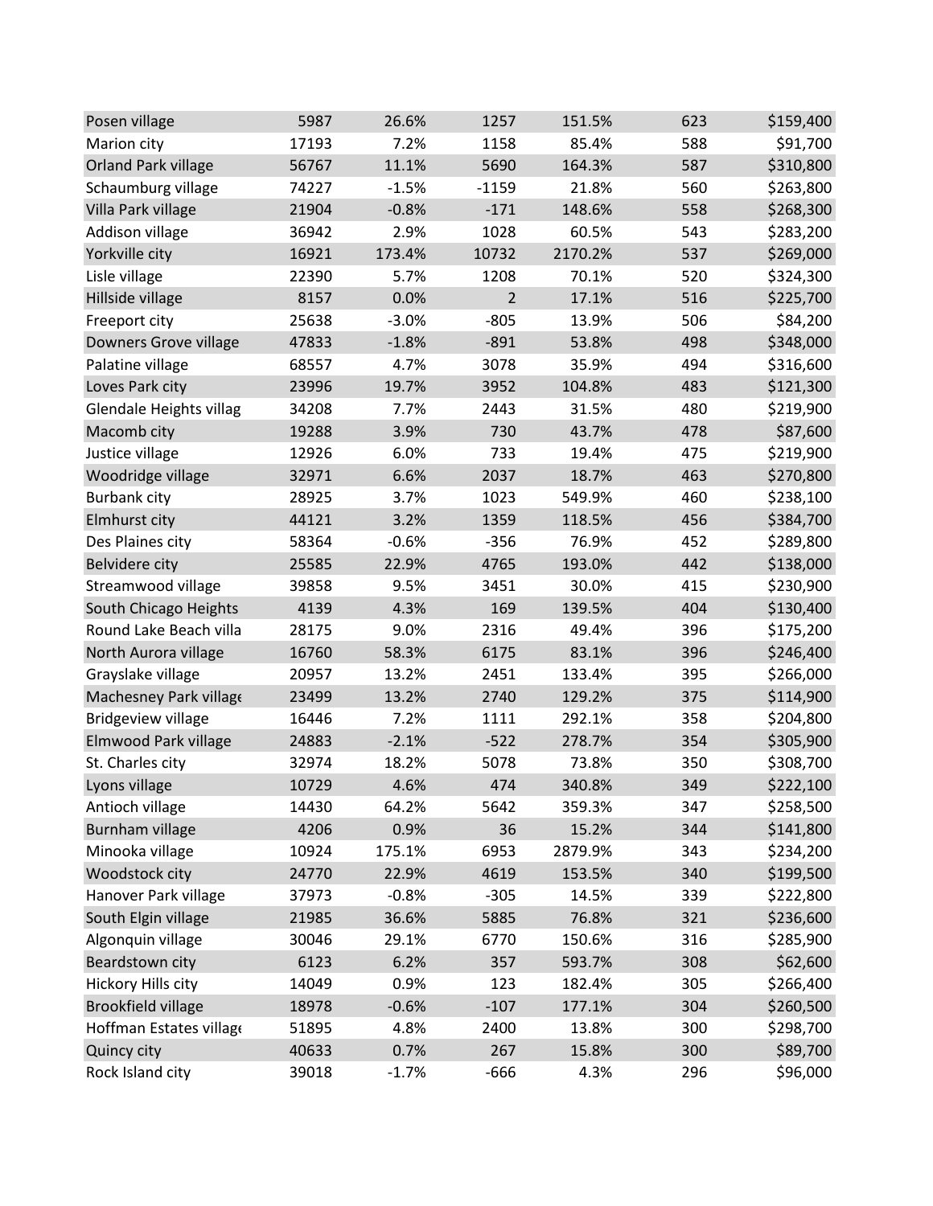| | | | | | | |
|---|---|---|---|---|---|---|
| Posen village | 5987 | 26.6% | 1257 | 151.5% | 623 | $159,400 |
| Marion city | 17193 | 7.2% | 1158 | 85.4% | 588 | $91,700 |
| Orland Park village | 56767 | 11.1% | 5690 | 164.3% | 587 | $310,800 |
| Schaumburg village | 74227 | -1.5% | -1159 | 21.8% | 560 | $263,800 |
| Villa Park village | 21904 | -0.8% | -171 | 148.6% | 558 | $268,300 |
| Addison village | 36942 | 2.9% | 1028 | 60.5% | 543 | $283,200 |
| Yorkville city | 16921 | 173.4% | 10732 | 2170.2% | 537 | $269,000 |
| Lisle village | 22390 | 5.7% | 1208 | 70.1% | 520 | $324,300 |
| Hillside village | 8157 | 0.0% | 2 | 17.1% | 516 | $225,700 |
| Freeport city | 25638 | -3.0% | -805 | 13.9% | 506 | $84,200 |
| Downers Grove village | 47833 | -1.8% | -891 | 53.8% | 498 | $348,000 |
| Palatine village | 68557 | 4.7% | 3078 | 35.9% | 494 | $316,600 |
| Loves Park city | 23996 | 19.7% | 3952 | 104.8% | 483 | $121,300 |
| Glendale Heights villag | 34208 | 7.7% | 2443 | 31.5% | 480 | $219,900 |
| Macomb city | 19288 | 3.9% | 730 | 43.7% | 478 | $87,600 |
| Justice village | 12926 | 6.0% | 733 | 19.4% | 475 | $219,900 |
| Woodridge village | 32971 | 6.6% | 2037 | 18.7% | 463 | $270,800 |
| Burbank city | 28925 | 3.7% | 1023 | 549.9% | 460 | $238,100 |
| Elmhurst city | 44121 | 3.2% | 1359 | 118.5% | 456 | $384,700 |
| Des Plaines city | 58364 | -0.6% | -356 | 76.9% | 452 | $289,800 |
| Belvidere city | 25585 | 22.9% | 4765 | 193.0% | 442 | $138,000 |
| Streamwood village | 39858 | 9.5% | 3451 | 30.0% | 415 | $230,900 |
| South Chicago Heights | 4139 | 4.3% | 169 | 139.5% | 404 | $130,400 |
| Round Lake Beach villa | 28175 | 9.0% | 2316 | 49.4% | 396 | $175,200 |
| North Aurora village | 16760 | 58.3% | 6175 | 83.1% | 396 | $246,400 |
| Grayslake village | 20957 | 13.2% | 2451 | 133.4% | 395 | $266,000 |
| Machesney Park village | 23499 | 13.2% | 2740 | 129.2% | 375 | $114,900 |
| Bridgeview village | 16446 | 7.2% | 1111 | 292.1% | 358 | $204,800 |
| Elmwood Park village | 24883 | -2.1% | -522 | 278.7% | 354 | $305,900 |
| St. Charles city | 32974 | 18.2% | 5078 | 73.8% | 350 | $308,700 |
| Lyons village | 10729 | 4.6% | 474 | 340.8% | 349 | $222,100 |
| Antioch village | 14430 | 64.2% | 5642 | 359.3% | 347 | $258,500 |
| Burnham village | 4206 | 0.9% | 36 | 15.2% | 344 | $141,800 |
| Minooka village | 10924 | 175.1% | 6953 | 2879.9% | 343 | $234,200 |
| Woodstock city | 24770 | 22.9% | 4619 | 153.5% | 340 | $199,500 |
| Hanover Park village | 37973 | -0.8% | -305 | 14.5% | 339 | $222,800 |
| South Elgin village | 21985 | 36.6% | 5885 | 76.8% | 321 | $236,600 |
| Algonquin village | 30046 | 29.1% | 6770 | 150.6% | 316 | $285,900 |
| Beardstown city | 6123 | 6.2% | 357 | 593.7% | 308 | $62,600 |
| Hickory Hills city | 14049 | 0.9% | 123 | 182.4% | 305 | $266,400 |
| Brookfield village | 18978 | -0.6% | -107 | 177.1% | 304 | $260,500 |
| Hoffman Estates village | 51895 | 4.8% | 2400 | 13.8% | 300 | $298,700 |
| Quincy city | 40633 | 0.7% | 267 | 15.8% | 300 | $89,700 |
| Rock Island city | 39018 | -1.7% | -666 | 4.3% | 296 | $96,000 |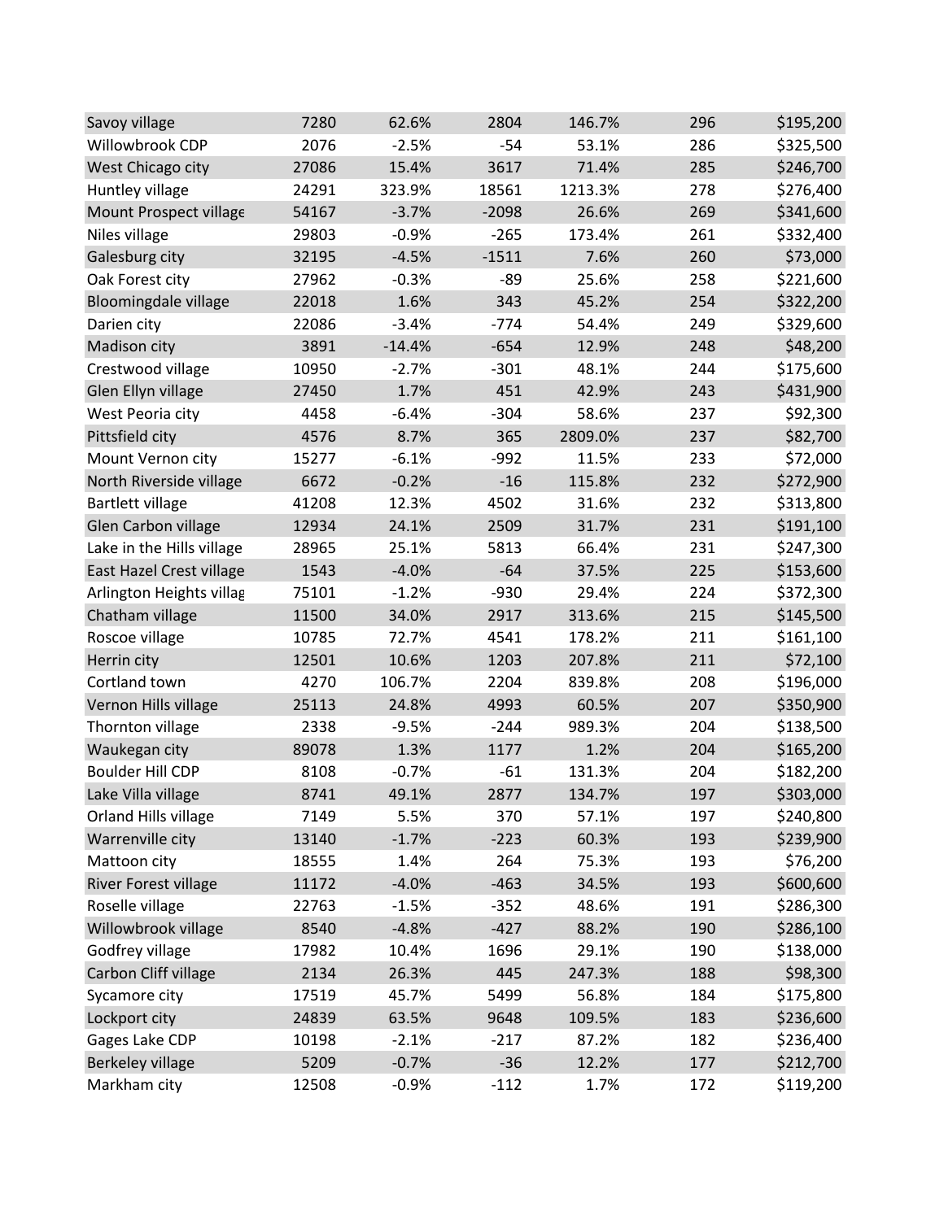| | | | | | | |
|---|---|---|---|---|---|---|
| Savoy village | 7280 | 62.6% | 2804 | 146.7% | 296 | $195,200 |
| Willowbrook CDP | 2076 | -2.5% | -54 | 53.1% | 286 | $325,500 |
| West Chicago city | 27086 | 15.4% | 3617 | 71.4% | 285 | $246,700 |
| Huntley village | 24291 | 323.9% | 18561 | 1213.3% | 278 | $276,400 |
| Mount Prospect village | 54167 | -3.7% | -2098 | 26.6% | 269 | $341,600 |
| Niles village | 29803 | -0.9% | -265 | 173.4% | 261 | $332,400 |
| Galesburg city | 32195 | -4.5% | -1511 | 7.6% | 260 | $73,000 |
| Oak Forest city | 27962 | -0.3% | -89 | 25.6% | 258 | $221,600 |
| Bloomingdale village | 22018 | 1.6% | 343 | 45.2% | 254 | $322,200 |
| Darien city | 22086 | -3.4% | -774 | 54.4% | 249 | $329,600 |
| Madison city | 3891 | -14.4% | -654 | 12.9% | 248 | $48,200 |
| Crestwood village | 10950 | -2.7% | -301 | 48.1% | 244 | $175,600 |
| Glen Ellyn village | 27450 | 1.7% | 451 | 42.9% | 243 | $431,900 |
| West Peoria city | 4458 | -6.4% | -304 | 58.6% | 237 | $92,300 |
| Pittsfield city | 4576 | 8.7% | 365 | 2809.0% | 237 | $82,700 |
| Mount Vernon city | 15277 | -6.1% | -992 | 11.5% | 233 | $72,000 |
| North Riverside village | 6672 | -0.2% | -16 | 115.8% | 232 | $272,900 |
| Bartlett village | 41208 | 12.3% | 4502 | 31.6% | 232 | $313,800 |
| Glen Carbon village | 12934 | 24.1% | 2509 | 31.7% | 231 | $191,100 |
| Lake in the Hills village | 28965 | 25.1% | 5813 | 66.4% | 231 | $247,300 |
| East Hazel Crest village | 1543 | -4.0% | -64 | 37.5% | 225 | $153,600 |
| Arlington Heights villag | 75101 | -1.2% | -930 | 29.4% | 224 | $372,300 |
| Chatham village | 11500 | 34.0% | 2917 | 313.6% | 215 | $145,500 |
| Roscoe village | 10785 | 72.7% | 4541 | 178.2% | 211 | $161,100 |
| Herrin city | 12501 | 10.6% | 1203 | 207.8% | 211 | $72,100 |
| Cortland town | 4270 | 106.7% | 2204 | 839.8% | 208 | $196,000 |
| Vernon Hills village | 25113 | 24.8% | 4993 | 60.5% | 207 | $350,900 |
| Thornton village | 2338 | -9.5% | -244 | 989.3% | 204 | $138,500 |
| Waukegan city | 89078 | 1.3% | 1177 | 1.2% | 204 | $165,200 |
| Boulder Hill CDP | 8108 | -0.7% | -61 | 131.3% | 204 | $182,200 |
| Lake Villa village | 8741 | 49.1% | 2877 | 134.7% | 197 | $303,000 |
| Orland Hills village | 7149 | 5.5% | 370 | 57.1% | 197 | $240,800 |
| Warrenville city | 13140 | -1.7% | -223 | 60.3% | 193 | $239,900 |
| Mattoon city | 18555 | 1.4% | 264 | 75.3% | 193 | $76,200 |
| River Forest village | 11172 | -4.0% | -463 | 34.5% | 193 | $600,600 |
| Roselle village | 22763 | -1.5% | -352 | 48.6% | 191 | $286,300 |
| Willowbrook village | 8540 | -4.8% | -427 | 88.2% | 190 | $286,100 |
| Godfrey village | 17982 | 10.4% | 1696 | 29.1% | 190 | $138,000 |
| Carbon Cliff village | 2134 | 26.3% | 445 | 247.3% | 188 | $98,300 |
| Sycamore city | 17519 | 45.7% | 5499 | 56.8% | 184 | $175,800 |
| Lockport city | 24839 | 63.5% | 9648 | 109.5% | 183 | $236,600 |
| Gages Lake CDP | 10198 | -2.1% | -217 | 87.2% | 182 | $236,400 |
| Berkeley village | 5209 | -0.7% | -36 | 12.2% | 177 | $212,700 |
| Markham city | 12508 | -0.9% | -112 | 1.7% | 172 | $119,200 |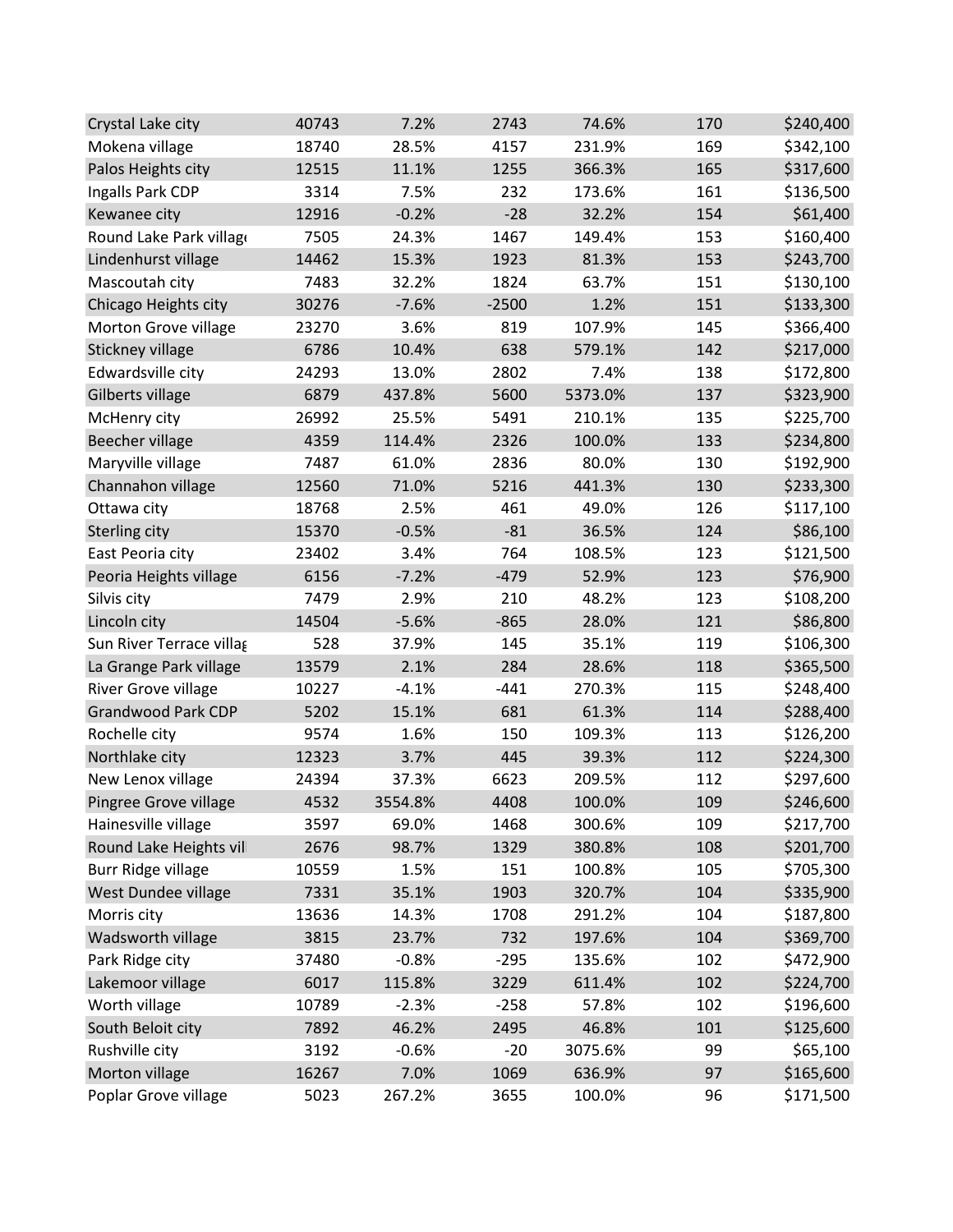| | | | | | | |
|---|---|---|---|---|---|---|
| Crystal Lake city | 40743 | 7.2% | 2743 | 74.6% | 170 | $240,400 |
| Mokena village | 18740 | 28.5% | 4157 | 231.9% | 169 | $342,100 |
| Palos Heights city | 12515 | 11.1% | 1255 | 366.3% | 165 | $317,600 |
| Ingalls Park CDP | 3314 | 7.5% | 232 | 173.6% | 161 | $136,500 |
| Kewanee city | 12916 | -0.2% | -28 | 32.2% | 154 | $61,400 |
| Round Lake Park village | 7505 | 24.3% | 1467 | 149.4% | 153 | $160,400 |
| Lindenhurst village | 14462 | 15.3% | 1923 | 81.3% | 153 | $243,700 |
| Mascoutah city | 7483 | 32.2% | 1824 | 63.7% | 151 | $130,100 |
| Chicago Heights city | 30276 | -7.6% | -2500 | 1.2% | 151 | $133,300 |
| Morton Grove village | 23270 | 3.6% | 819 | 107.9% | 145 | $366,400 |
| Stickney village | 6786 | 10.4% | 638 | 579.1% | 142 | $217,000 |
| Edwardsville city | 24293 | 13.0% | 2802 | 7.4% | 138 | $172,800 |
| Gilberts village | 6879 | 437.8% | 5600 | 5373.0% | 137 | $323,900 |
| McHenry city | 26992 | 25.5% | 5491 | 210.1% | 135 | $225,700 |
| Beecher village | 4359 | 114.4% | 2326 | 100.0% | 133 | $234,800 |
| Maryville village | 7487 | 61.0% | 2836 | 80.0% | 130 | $192,900 |
| Channahon village | 12560 | 71.0% | 5216 | 441.3% | 130 | $233,300 |
| Ottawa city | 18768 | 2.5% | 461 | 49.0% | 126 | $117,100 |
| Sterling city | 15370 | -0.5% | -81 | 36.5% | 124 | $86,100 |
| East Peoria city | 23402 | 3.4% | 764 | 108.5% | 123 | $121,500 |
| Peoria Heights village | 6156 | -7.2% | -479 | 52.9% | 123 | $76,900 |
| Silvis city | 7479 | 2.9% | 210 | 48.2% | 123 | $108,200 |
| Lincoln city | 14504 | -5.6% | -865 | 28.0% | 121 | $86,800 |
| Sun River Terrace villag | 528 | 37.9% | 145 | 35.1% | 119 | $106,300 |
| La Grange Park village | 13579 | 2.1% | 284 | 28.6% | 118 | $365,500 |
| River Grove village | 10227 | -4.1% | -441 | 270.3% | 115 | $248,400 |
| Grandwood Park CDP | 5202 | 15.1% | 681 | 61.3% | 114 | $288,400 |
| Rochelle city | 9574 | 1.6% | 150 | 109.3% | 113 | $126,200 |
| Northlake city | 12323 | 3.7% | 445 | 39.3% | 112 | $224,300 |
| New Lenox village | 24394 | 37.3% | 6623 | 209.5% | 112 | $297,600 |
| Pingree Grove village | 4532 | 3554.8% | 4408 | 100.0% | 109 | $246,600 |
| Hainesville village | 3597 | 69.0% | 1468 | 300.6% | 109 | $217,700 |
| Round Lake Heights vil | 2676 | 98.7% | 1329 | 380.8% | 108 | $201,700 |
| Burr Ridge village | 10559 | 1.5% | 151 | 100.8% | 105 | $705,300 |
| West Dundee village | 7331 | 35.1% | 1903 | 320.7% | 104 | $335,900 |
| Morris city | 13636 | 14.3% | 1708 | 291.2% | 104 | $187,800 |
| Wadsworth village | 3815 | 23.7% | 732 | 197.6% | 104 | $369,700 |
| Park Ridge city | 37480 | -0.8% | -295 | 135.6% | 102 | $472,900 |
| Lakemoor village | 6017 | 115.8% | 3229 | 611.4% | 102 | $224,700 |
| Worth village | 10789 | -2.3% | -258 | 57.8% | 102 | $196,600 |
| South Beloit city | 7892 | 46.2% | 2495 | 46.8% | 101 | $125,600 |
| Rushville city | 3192 | -0.6% | -20 | 3075.6% | 99 | $65,100 |
| Morton village | 16267 | 7.0% | 1069 | 636.9% | 97 | $165,600 |
| Poplar Grove village | 5023 | 267.2% | 3655 | 100.0% | 96 | $171,500 |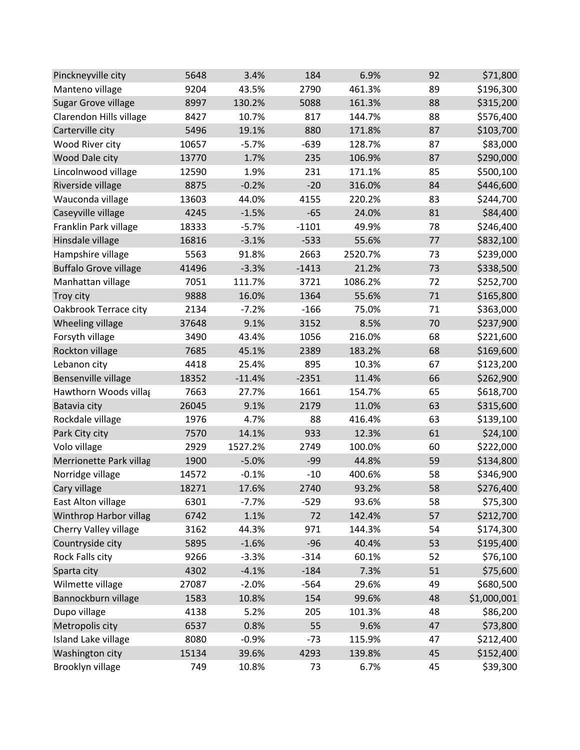| | | | | | | |
|---|---|---|---|---|---|---|
| Pinckneyville city | 5648 | 3.4% | 184 | 6.9% | 92 | $71,800 |
| Manteno village | 9204 | 43.5% | 2790 | 461.3% | 89 | $196,300 |
| Sugar Grove village | 8997 | 130.2% | 5088 | 161.3% | 88 | $315,200 |
| Clarendon Hills village | 8427 | 10.7% | 817 | 144.7% | 88 | $576,400 |
| Carterville city | 5496 | 19.1% | 880 | 171.8% | 87 | $103,700 |
| Wood River city | 10657 | -5.7% | -639 | 128.7% | 87 | $83,000 |
| Wood Dale city | 13770 | 1.7% | 235 | 106.9% | 87 | $290,000 |
| Lincolnwood village | 12590 | 1.9% | 231 | 171.1% | 85 | $500,100 |
| Riverside village | 8875 | -0.2% | -20 | 316.0% | 84 | $446,600 |
| Wauconda village | 13603 | 44.0% | 4155 | 220.2% | 83 | $244,700 |
| Caseyville village | 4245 | -1.5% | -65 | 24.0% | 81 | $84,400 |
| Franklin Park village | 18333 | -5.7% | -1101 | 49.9% | 78 | $246,400 |
| Hinsdale village | 16816 | -3.1% | -533 | 55.6% | 77 | $832,100 |
| Hampshire village | 5563 | 91.8% | 2663 | 2520.7% | 73 | $239,000 |
| Buffalo Grove village | 41496 | -3.3% | -1413 | 21.2% | 73 | $338,500 |
| Manhattan village | 7051 | 111.7% | 3721 | 1086.2% | 72 | $252,700 |
| Troy city | 9888 | 16.0% | 1364 | 55.6% | 71 | $165,800 |
| Oakbrook Terrace city | 2134 | -7.2% | -166 | 75.0% | 71 | $363,000 |
| Wheeling village | 37648 | 9.1% | 3152 | 8.5% | 70 | $237,900 |
| Forsyth village | 3490 | 43.4% | 1056 | 216.0% | 68 | $221,600 |
| Rockton village | 7685 | 45.1% | 2389 | 183.2% | 68 | $169,600 |
| Lebanon city | 4418 | 25.4% | 895 | 10.3% | 67 | $123,200 |
| Bensenville village | 18352 | -11.4% | -2351 | 11.4% | 66 | $262,900 |
| Hawthorn Woods villag | 7663 | 27.7% | 1661 | 154.7% | 65 | $618,700 |
| Batavia city | 26045 | 9.1% | 2179 | 11.0% | 63 | $315,600 |
| Rockdale village | 1976 | 4.7% | 88 | 416.4% | 63 | $139,100 |
| Park City city | 7570 | 14.1% | 933 | 12.3% | 61 | $24,100 |
| Volo village | 2929 | 1527.2% | 2749 | 100.0% | 60 | $222,000 |
| Merrionette Park villag | 1900 | -5.0% | -99 | 44.8% | 59 | $134,800 |
| Norridge village | 14572 | -0.1% | -10 | 400.6% | 58 | $346,900 |
| Cary village | 18271 | 17.6% | 2740 | 93.2% | 58 | $276,400 |
| East Alton village | 6301 | -7.7% | -529 | 93.6% | 58 | $75,300 |
| Winthrop Harbor villag | 6742 | 1.1% | 72 | 142.4% | 57 | $212,700 |
| Cherry Valley village | 3162 | 44.3% | 971 | 144.3% | 54 | $174,300 |
| Countryside city | 5895 | -1.6% | -96 | 40.4% | 53 | $195,400 |
| Rock Falls city | 9266 | -3.3% | -314 | 60.1% | 52 | $76,100 |
| Sparta city | 4302 | -4.1% | -184 | 7.3% | 51 | $75,600 |
| Wilmette village | 27087 | -2.0% | -564 | 29.6% | 49 | $680,500 |
| Bannockburn village | 1583 | 10.8% | 154 | 99.6% | 48 | $1,000,001 |
| Dupo village | 4138 | 5.2% | 205 | 101.3% | 48 | $86,200 |
| Metropolis city | 6537 | 0.8% | 55 | 9.6% | 47 | $73,800 |
| Island Lake village | 8080 | -0.9% | -73 | 115.9% | 47 | $212,400 |
| Washington city | 15134 | 39.6% | 4293 | 139.8% | 45 | $152,400 |
| Brooklyn village | 749 | 10.8% | 73 | 6.7% | 45 | $39,300 |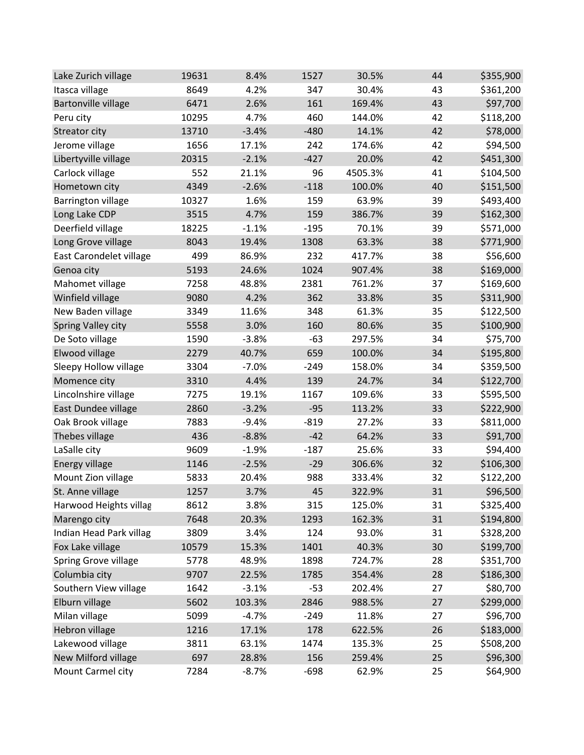| | | | | | | |
|---|---|---|---|---|---|---|
| Lake Zurich village | 19631 | 8.4% | 1527 | 30.5% | 44 | $355,900 |
| Itasca village | 8649 | 4.2% | 347 | 30.4% | 43 | $361,200 |
| Bartonville village | 6471 | 2.6% | 161 | 169.4% | 43 | $97,700 |
| Peru city | 10295 | 4.7% | 460 | 144.0% | 42 | $118,200 |
| Streator city | 13710 | -3.4% | -480 | 14.1% | 42 | $78,000 |
| Jerome village | 1656 | 17.1% | 242 | 174.6% | 42 | $94,500 |
| Libertyville village | 20315 | -2.1% | -427 | 20.0% | 42 | $451,300 |
| Carlock village | 552 | 21.1% | 96 | 4505.3% | 41 | $104,500 |
| Hometown city | 4349 | -2.6% | -118 | 100.0% | 40 | $151,500 |
| Barrington village | 10327 | 1.6% | 159 | 63.9% | 39 | $493,400 |
| Long Lake CDP | 3515 | 4.7% | 159 | 386.7% | 39 | $162,300 |
| Deerfield village | 18225 | -1.1% | -195 | 70.1% | 39 | $571,000 |
| Long Grove village | 8043 | 19.4% | 1308 | 63.3% | 38 | $771,900 |
| East Carondelet village | 499 | 86.9% | 232 | 417.7% | 38 | $56,600 |
| Genoa city | 5193 | 24.6% | 1024 | 907.4% | 38 | $169,000 |
| Mahomet village | 7258 | 48.8% | 2381 | 761.2% | 37 | $169,600 |
| Winfield village | 9080 | 4.2% | 362 | 33.8% | 35 | $311,900 |
| New Baden village | 3349 | 11.6% | 348 | 61.3% | 35 | $122,500 |
| Spring Valley city | 5558 | 3.0% | 160 | 80.6% | 35 | $100,900 |
| De Soto village | 1590 | -3.8% | -63 | 297.5% | 34 | $75,700 |
| Elwood village | 2279 | 40.7% | 659 | 100.0% | 34 | $195,800 |
| Sleepy Hollow village | 3304 | -7.0% | -249 | 158.0% | 34 | $359,500 |
| Momence city | 3310 | 4.4% | 139 | 24.7% | 34 | $122,700 |
| Lincolnshire village | 7275 | 19.1% | 1167 | 109.6% | 33 | $595,500 |
| East Dundee village | 2860 | -3.2% | -95 | 113.2% | 33 | $222,900 |
| Oak Brook village | 7883 | -9.4% | -819 | 27.2% | 33 | $811,000 |
| Thebes village | 436 | -8.8% | -42 | 64.2% | 33 | $91,700 |
| LaSalle city | 9609 | -1.9% | -187 | 25.6% | 33 | $94,400 |
| Energy village | 1146 | -2.5% | -29 | 306.6% | 32 | $106,300 |
| Mount Zion village | 5833 | 20.4% | 988 | 333.4% | 32 | $122,200 |
| St. Anne village | 1257 | 3.7% | 45 | 322.9% | 31 | $96,500 |
| Harwood Heights villag | 8612 | 3.8% | 315 | 125.0% | 31 | $325,400 |
| Marengo city | 7648 | 20.3% | 1293 | 162.3% | 31 | $194,800 |
| Indian Head Park villag | 3809 | 3.4% | 124 | 93.0% | 31 | $328,200 |
| Fox Lake village | 10579 | 15.3% | 1401 | 40.3% | 30 | $199,700 |
| Spring Grove village | 5778 | 48.9% | 1898 | 724.7% | 28 | $351,700 |
| Columbia city | 9707 | 22.5% | 1785 | 354.4% | 28 | $186,300 |
| Southern View village | 1642 | -3.1% | -53 | 202.4% | 27 | $80,700 |
| Elburn village | 5602 | 103.3% | 2846 | 988.5% | 27 | $299,000 |
| Milan village | 5099 | -4.7% | -249 | 11.8% | 27 | $96,700 |
| Hebron village | 1216 | 17.1% | 178 | 622.5% | 26 | $183,000 |
| Lakewood village | 3811 | 63.1% | 1474 | 135.3% | 25 | $508,200 |
| New Milford village | 697 | 28.8% | 156 | 259.4% | 25 | $96,300 |
| Mount Carmel city | 7284 | -8.7% | -698 | 62.9% | 25 | $64,900 |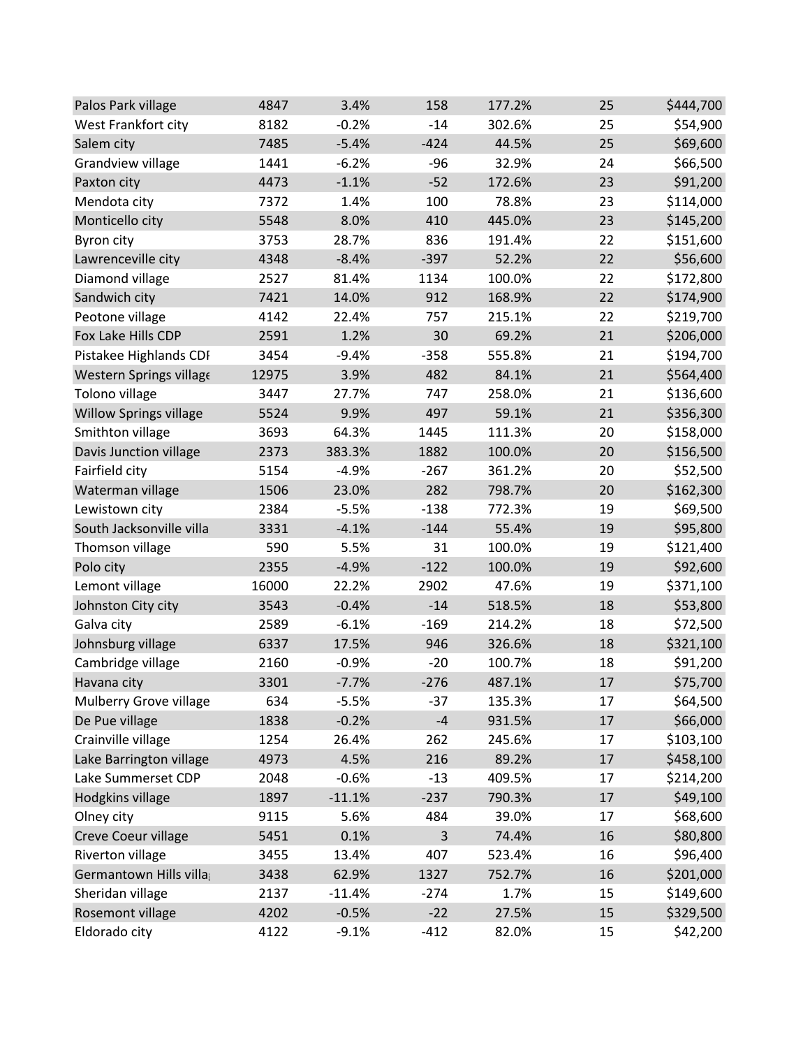| | | | | | | |
|---|---|---|---|---|---|---|
| Palos Park village | 4847 | 3.4% | 158 | 177.2% | 25 | $444,700 |
| West Frankfort city | 8182 | -0.2% | -14 | 302.6% | 25 | $54,900 |
| Salem city | 7485 | -5.4% | -424 | 44.5% | 25 | $69,600 |
| Grandview village | 1441 | -6.2% | -96 | 32.9% | 24 | $66,500 |
| Paxton city | 4473 | -1.1% | -52 | 172.6% | 23 | $91,200 |
| Mendota city | 7372 | 1.4% | 100 | 78.8% | 23 | $114,000 |
| Monticello city | 5548 | 8.0% | 410 | 445.0% | 23 | $145,200 |
| Byron city | 3753 | 28.7% | 836 | 191.4% | 22 | $151,600 |
| Lawrenceville city | 4348 | -8.4% | -397 | 52.2% | 22 | $56,600 |
| Diamond village | 2527 | 81.4% | 1134 | 100.0% | 22 | $172,800 |
| Sandwich city | 7421 | 14.0% | 912 | 168.9% | 22 | $174,900 |
| Peotone village | 4142 | 22.4% | 757 | 215.1% | 22 | $219,700 |
| Fox Lake Hills CDP | 2591 | 1.2% | 30 | 69.2% | 21 | $206,000 |
| Pistakee Highlands CDI | 3454 | -9.4% | -358 | 555.8% | 21 | $194,700 |
| Western Springs village | 12975 | 3.9% | 482 | 84.1% | 21 | $564,400 |
| Tolono village | 3447 | 27.7% | 747 | 258.0% | 21 | $136,600 |
| Willow Springs village | 5524 | 9.9% | 497 | 59.1% | 21 | $356,300 |
| Smithton village | 3693 | 64.3% | 1445 | 111.3% | 20 | $158,000 |
| Davis Junction village | 2373 | 383.3% | 1882 | 100.0% | 20 | $156,500 |
| Fairfield city | 5154 | -4.9% | -267 | 361.2% | 20 | $52,500 |
| Waterman village | 1506 | 23.0% | 282 | 798.7% | 20 | $162,300 |
| Lewistown city | 2384 | -5.5% | -138 | 772.3% | 19 | $69,500 |
| South Jacksonville villa | 3331 | -4.1% | -144 | 55.4% | 19 | $95,800 |
| Thomson village | 590 | 5.5% | 31 | 100.0% | 19 | $121,400 |
| Polo city | 2355 | -4.9% | -122 | 100.0% | 19 | $92,600 |
| Lemont village | 16000 | 22.2% | 2902 | 47.6% | 19 | $371,100 |
| Johnston City city | 3543 | -0.4% | -14 | 518.5% | 18 | $53,800 |
| Galva city | 2589 | -6.1% | -169 | 214.2% | 18 | $72,500 |
| Johnsburg village | 6337 | 17.5% | 946 | 326.6% | 18 | $321,100 |
| Cambridge village | 2160 | -0.9% | -20 | 100.7% | 18 | $91,200 |
| Havana city | 3301 | -7.7% | -276 | 487.1% | 17 | $75,700 |
| Mulberry Grove village | 634 | -5.5% | -37 | 135.3% | 17 | $64,500 |
| De Pue village | 1838 | -0.2% | -4 | 931.5% | 17 | $66,000 |
| Crainville village | 1254 | 26.4% | 262 | 245.6% | 17 | $103,100 |
| Lake Barrington village | 4973 | 4.5% | 216 | 89.2% | 17 | $458,100 |
| Lake Summerset CDP | 2048 | -0.6% | -13 | 409.5% | 17 | $214,200 |
| Hodgkins village | 1897 | -11.1% | -237 | 790.3% | 17 | $49,100 |
| Olney city | 9115 | 5.6% | 484 | 39.0% | 17 | $68,600 |
| Creve Coeur village | 5451 | 0.1% | 3 | 74.4% | 16 | $80,800 |
| Riverton village | 3455 | 13.4% | 407 | 523.4% | 16 | $96,400 |
| Germantown Hills villa | 3438 | 62.9% | 1327 | 752.7% | 16 | $201,000 |
| Sheridan village | 2137 | -11.4% | -274 | 1.7% | 15 | $149,600 |
| Rosemont village | 4202 | -0.5% | -22 | 27.5% | 15 | $329,500 |
| Eldorado city | 4122 | -9.1% | -412 | 82.0% | 15 | $42,200 |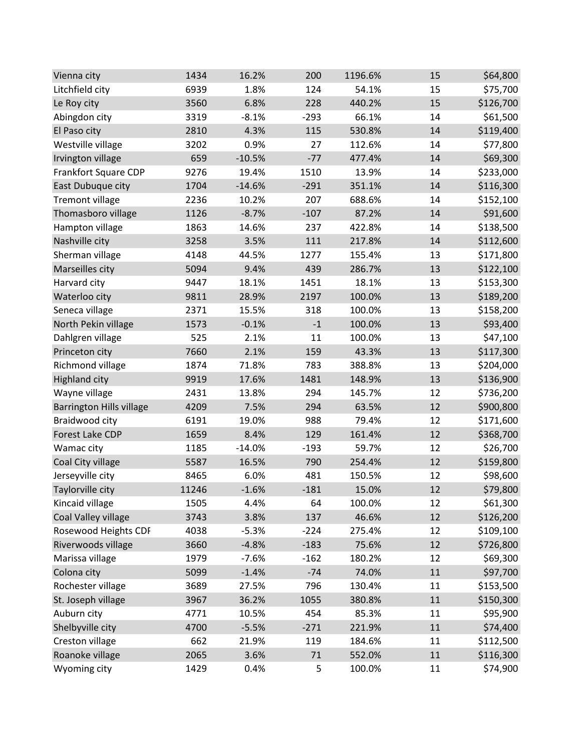| | | | | | | |
|---|---|---|---|---|---|---|
| Vienna city | 1434 | 16.2% | 200 | 1196.6% | 15 | $64,800 |
| Litchfield city | 6939 | 1.8% | 124 | 54.1% | 15 | $75,700 |
| Le Roy city | 3560 | 6.8% | 228 | 440.2% | 15 | $126,700 |
| Abingdon city | 3319 | -8.1% | -293 | 66.1% | 14 | $61,500 |
| El Paso city | 2810 | 4.3% | 115 | 530.8% | 14 | $119,400 |
| Westville village | 3202 | 0.9% | 27 | 112.6% | 14 | $77,800 |
| Irvington village | 659 | -10.5% | -77 | 477.4% | 14 | $69,300 |
| Frankfort Square CDP | 9276 | 19.4% | 1510 | 13.9% | 14 | $233,000 |
| East Dubuque city | 1704 | -14.6% | -291 | 351.1% | 14 | $116,300 |
| Tremont village | 2236 | 10.2% | 207 | 688.6% | 14 | $152,100 |
| Thomasboro village | 1126 | -8.7% | -107 | 87.2% | 14 | $91,600 |
| Hampton village | 1863 | 14.6% | 237 | 422.8% | 14 | $138,500 |
| Nashville city | 3258 | 3.5% | 111 | 217.8% | 14 | $112,600 |
| Sherman village | 4148 | 44.5% | 1277 | 155.4% | 13 | $171,800 |
| Marseilles city | 5094 | 9.4% | 439 | 286.7% | 13 | $122,100 |
| Harvard city | 9447 | 18.1% | 1451 | 18.1% | 13 | $153,300 |
| Waterloo city | 9811 | 28.9% | 2197 | 100.0% | 13 | $189,200 |
| Seneca village | 2371 | 15.5% | 318 | 100.0% | 13 | $158,200 |
| North Pekin village | 1573 | -0.1% | -1 | 100.0% | 13 | $93,400 |
| Dahlgren village | 525 | 2.1% | 11 | 100.0% | 13 | $47,100 |
| Princeton city | 7660 | 2.1% | 159 | 43.3% | 13 | $117,300 |
| Richmond village | 1874 | 71.8% | 783 | 388.8% | 13 | $204,000 |
| Highland city | 9919 | 17.6% | 1481 | 148.9% | 13 | $136,900 |
| Wayne village | 2431 | 13.8% | 294 | 145.7% | 12 | $736,200 |
| Barrington Hills village | 4209 | 7.5% | 294 | 63.5% | 12 | $900,800 |
| Braidwood city | 6191 | 19.0% | 988 | 79.4% | 12 | $171,600 |
| Forest Lake CDP | 1659 | 8.4% | 129 | 161.4% | 12 | $368,700 |
| Wamac city | 1185 | -14.0% | -193 | 59.7% | 12 | $26,700 |
| Coal City village | 5587 | 16.5% | 790 | 254.4% | 12 | $159,800 |
| Jerseyville city | 8465 | 6.0% | 481 | 150.5% | 12 | $98,600 |
| Taylorville city | 11246 | -1.6% | -181 | 15.0% | 12 | $79,800 |
| Kincaid village | 1505 | 4.4% | 64 | 100.0% | 12 | $61,300 |
| Coal Valley village | 3743 | 3.8% | 137 | 46.6% | 12 | $126,200 |
| Rosewood Heights CDI | 4038 | -5.3% | -224 | 275.4% | 12 | $109,100 |
| Riverwoods village | 3660 | -4.8% | -183 | 75.6% | 12 | $726,800 |
| Marissa village | 1979 | -7.6% | -162 | 180.2% | 12 | $69,300 |
| Colona city | 5099 | -1.4% | -74 | 74.0% | 11 | $97,700 |
| Rochester village | 3689 | 27.5% | 796 | 130.4% | 11 | $153,500 |
| St. Joseph village | 3967 | 36.2% | 1055 | 380.8% | 11 | $150,300 |
| Auburn city | 4771 | 10.5% | 454 | 85.3% | 11 | $95,900 |
| Shelbyville city | 4700 | -5.5% | -271 | 221.9% | 11 | $74,400 |
| Creston village | 662 | 21.9% | 119 | 184.6% | 11 | $112,500 |
| Roanoke village | 2065 | 3.6% | 71 | 552.0% | 11 | $116,300 |
| Wyoming city | 1429 | 0.4% | 5 | 100.0% | 11 | $74,900 |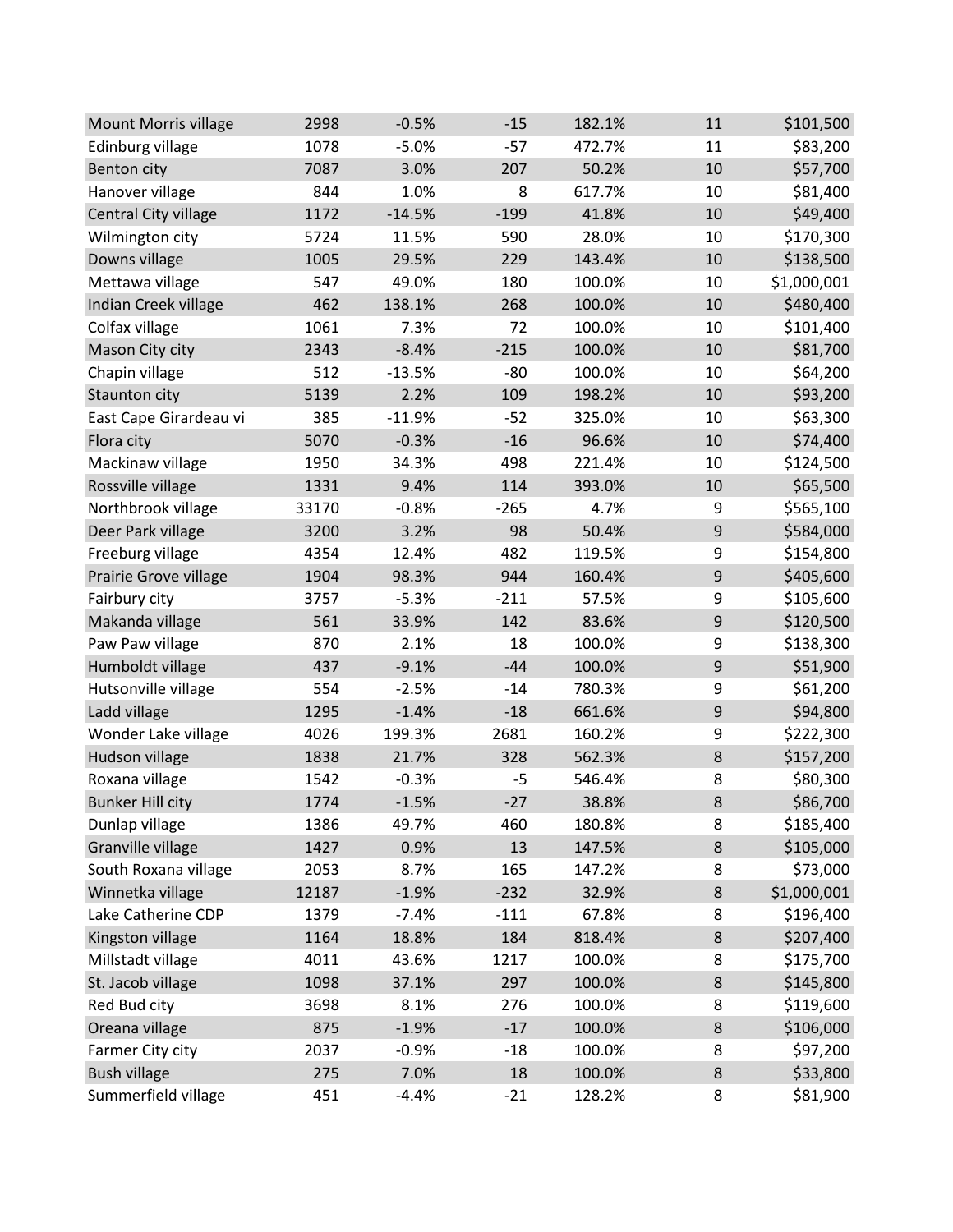| | | | | | | |
|---|---|---|---|---|---|---|
| Mount Morris village | 2998 | -0.5% | -15 | 182.1% | 11 | $101,500 |
| Edinburg village | 1078 | -5.0% | -57 | 472.7% | 11 | $83,200 |
| Benton city | 7087 | 3.0% | 207 | 50.2% | 10 | $57,700 |
| Hanover village | 844 | 1.0% | 8 | 617.7% | 10 | $81,400 |
| Central City village | 1172 | -14.5% | -199 | 41.8% | 10 | $49,400 |
| Wilmington city | 5724 | 11.5% | 590 | 28.0% | 10 | $170,300 |
| Downs village | 1005 | 29.5% | 229 | 143.4% | 10 | $138,500 |
| Mettawa village | 547 | 49.0% | 180 | 100.0% | 10 | $1,000,001 |
| Indian Creek village | 462 | 138.1% | 268 | 100.0% | 10 | $480,400 |
| Colfax village | 1061 | 7.3% | 72 | 100.0% | 10 | $101,400 |
| Mason City city | 2343 | -8.4% | -215 | 100.0% | 10 | $81,700 |
| Chapin village | 512 | -13.5% | -80 | 100.0% | 10 | $64,200 |
| Staunton city | 5139 | 2.2% | 109 | 198.2% | 10 | $93,200 |
| East Cape Girardeau vil | 385 | -11.9% | -52 | 325.0% | 10 | $63,300 |
| Flora city | 5070 | -0.3% | -16 | 96.6% | 10 | $74,400 |
| Mackinaw village | 1950 | 34.3% | 498 | 221.4% | 10 | $124,500 |
| Rossville village | 1331 | 9.4% | 114 | 393.0% | 10 | $65,500 |
| Northbrook village | 33170 | -0.8% | -265 | 4.7% | 9 | $565,100 |
| Deer Park village | 3200 | 3.2% | 98 | 50.4% | 9 | $584,000 |
| Freeburg village | 4354 | 12.4% | 482 | 119.5% | 9 | $154,800 |
| Prairie Grove village | 1904 | 98.3% | 944 | 160.4% | 9 | $405,600 |
| Fairbury city | 3757 | -5.3% | -211 | 57.5% | 9 | $105,600 |
| Makanda village | 561 | 33.9% | 142 | 83.6% | 9 | $120,500 |
| Paw Paw village | 870 | 2.1% | 18 | 100.0% | 9 | $138,300 |
| Humboldt village | 437 | -9.1% | -44 | 100.0% | 9 | $51,900 |
| Hutsonville village | 554 | -2.5% | -14 | 780.3% | 9 | $61,200 |
| Ladd village | 1295 | -1.4% | -18 | 661.6% | 9 | $94,800 |
| Wonder Lake village | 4026 | 199.3% | 2681 | 160.2% | 9 | $222,300 |
| Hudson village | 1838 | 21.7% | 328 | 562.3% | 8 | $157,200 |
| Roxana village | 1542 | -0.3% | -5 | 546.4% | 8 | $80,300 |
| Bunker Hill city | 1774 | -1.5% | -27 | 38.8% | 8 | $86,700 |
| Dunlap village | 1386 | 49.7% | 460 | 180.8% | 8 | $185,400 |
| Granville village | 1427 | 0.9% | 13 | 147.5% | 8 | $105,000 |
| South Roxana village | 2053 | 8.7% | 165 | 147.2% | 8 | $73,000 |
| Winnetka village | 12187 | -1.9% | -232 | 32.9% | 8 | $1,000,001 |
| Lake Catherine CDP | 1379 | -7.4% | -111 | 67.8% | 8 | $196,400 |
| Kingston village | 1164 | 18.8% | 184 | 818.4% | 8 | $207,400 |
| Millstadt village | 4011 | 43.6% | 1217 | 100.0% | 8 | $175,700 |
| St. Jacob village | 1098 | 37.1% | 297 | 100.0% | 8 | $145,800 |
| Red Bud city | 3698 | 8.1% | 276 | 100.0% | 8 | $119,600 |
| Oreana village | 875 | -1.9% | -17 | 100.0% | 8 | $106,000 |
| Farmer City city | 2037 | -0.9% | -18 | 100.0% | 8 | $97,200 |
| Bush village | 275 | 7.0% | 18 | 100.0% | 8 | $33,800 |
| Summerfield village | 451 | -4.4% | -21 | 128.2% | 8 | $81,900 |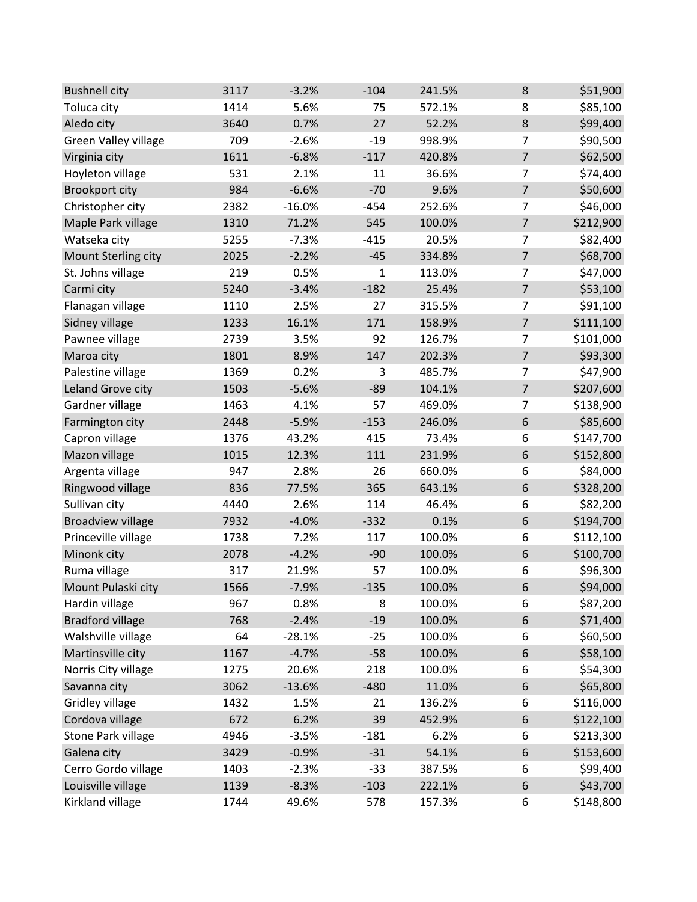| | | | | | | |
|---|---|---|---|---|---|---|
| Bushnell city | 3117 | -3.2% | -104 | 241.5% | 8 | $51,900 |
| Toluca city | 1414 | 5.6% | 75 | 572.1% | 8 | $85,100 |
| Aledo city | 3640 | 0.7% | 27 | 52.2% | 8 | $99,400 |
| Green Valley village | 709 | -2.6% | -19 | 998.9% | 7 | $90,500 |
| Virginia city | 1611 | -6.8% | -117 | 420.8% | 7 | $62,500 |
| Hoyleton village | 531 | 2.1% | 11 | 36.6% | 7 | $74,400 |
| Brookport city | 984 | -6.6% | -70 | 9.6% | 7 | $50,600 |
| Christopher city | 2382 | -16.0% | -454 | 252.6% | 7 | $46,000 |
| Maple Park village | 1310 | 71.2% | 545 | 100.0% | 7 | $212,900 |
| Watseka city | 5255 | -7.3% | -415 | 20.5% | 7 | $82,400 |
| Mount Sterling city | 2025 | -2.2% | -45 | 334.8% | 7 | $68,700 |
| St. Johns village | 219 | 0.5% | 1 | 113.0% | 7 | $47,000 |
| Carmi city | 5240 | -3.4% | -182 | 25.4% | 7 | $53,100 |
| Flanagan village | 1110 | 2.5% | 27 | 315.5% | 7 | $91,100 |
| Sidney village | 1233 | 16.1% | 171 | 158.9% | 7 | $111,100 |
| Pawnee village | 2739 | 3.5% | 92 | 126.7% | 7 | $101,000 |
| Maroa city | 1801 | 8.9% | 147 | 202.3% | 7 | $93,300 |
| Palestine village | 1369 | 0.2% | 3 | 485.7% | 7 | $47,900 |
| Leland Grove city | 1503 | -5.6% | -89 | 104.1% | 7 | $207,600 |
| Gardner village | 1463 | 4.1% | 57 | 469.0% | 7 | $138,900 |
| Farmington city | 2448 | -5.9% | -153 | 246.0% | 6 | $85,600 |
| Capron village | 1376 | 43.2% | 415 | 73.4% | 6 | $147,700 |
| Mazon village | 1015 | 12.3% | 111 | 231.9% | 6 | $152,800 |
| Argenta village | 947 | 2.8% | 26 | 660.0% | 6 | $84,000 |
| Ringwood village | 836 | 77.5% | 365 | 643.1% | 6 | $328,200 |
| Sullivan city | 4440 | 2.6% | 114 | 46.4% | 6 | $82,200 |
| Broadview village | 7932 | -4.0% | -332 | 0.1% | 6 | $194,700 |
| Princeville village | 1738 | 7.2% | 117 | 100.0% | 6 | $112,100 |
| Minonk city | 2078 | -4.2% | -90 | 100.0% | 6 | $100,700 |
| Ruma village | 317 | 21.9% | 57 | 100.0% | 6 | $96,300 |
| Mount Pulaski city | 1566 | -7.9% | -135 | 100.0% | 6 | $94,000 |
| Hardin village | 967 | 0.8% | 8 | 100.0% | 6 | $87,200 |
| Bradford village | 768 | -2.4% | -19 | 100.0% | 6 | $71,400 |
| Walshville village | 64 | -28.1% | -25 | 100.0% | 6 | $60,500 |
| Martinsville city | 1167 | -4.7% | -58 | 100.0% | 6 | $58,100 |
| Norris City village | 1275 | 20.6% | 218 | 100.0% | 6 | $54,300 |
| Savanna city | 3062 | -13.6% | -480 | 11.0% | 6 | $65,800 |
| Gridley village | 1432 | 1.5% | 21 | 136.2% | 6 | $116,000 |
| Cordova village | 672 | 6.2% | 39 | 452.9% | 6 | $122,100 |
| Stone Park village | 4946 | -3.5% | -181 | 6.2% | 6 | $213,300 |
| Galena city | 3429 | -0.9% | -31 | 54.1% | 6 | $153,600 |
| Cerro Gordo village | 1403 | -2.3% | -33 | 387.5% | 6 | $99,400 |
| Louisville village | 1139 | -8.3% | -103 | 222.1% | 6 | $43,700 |
| Kirkland village | 1744 | 49.6% | 578 | 157.3% | 6 | $148,800 |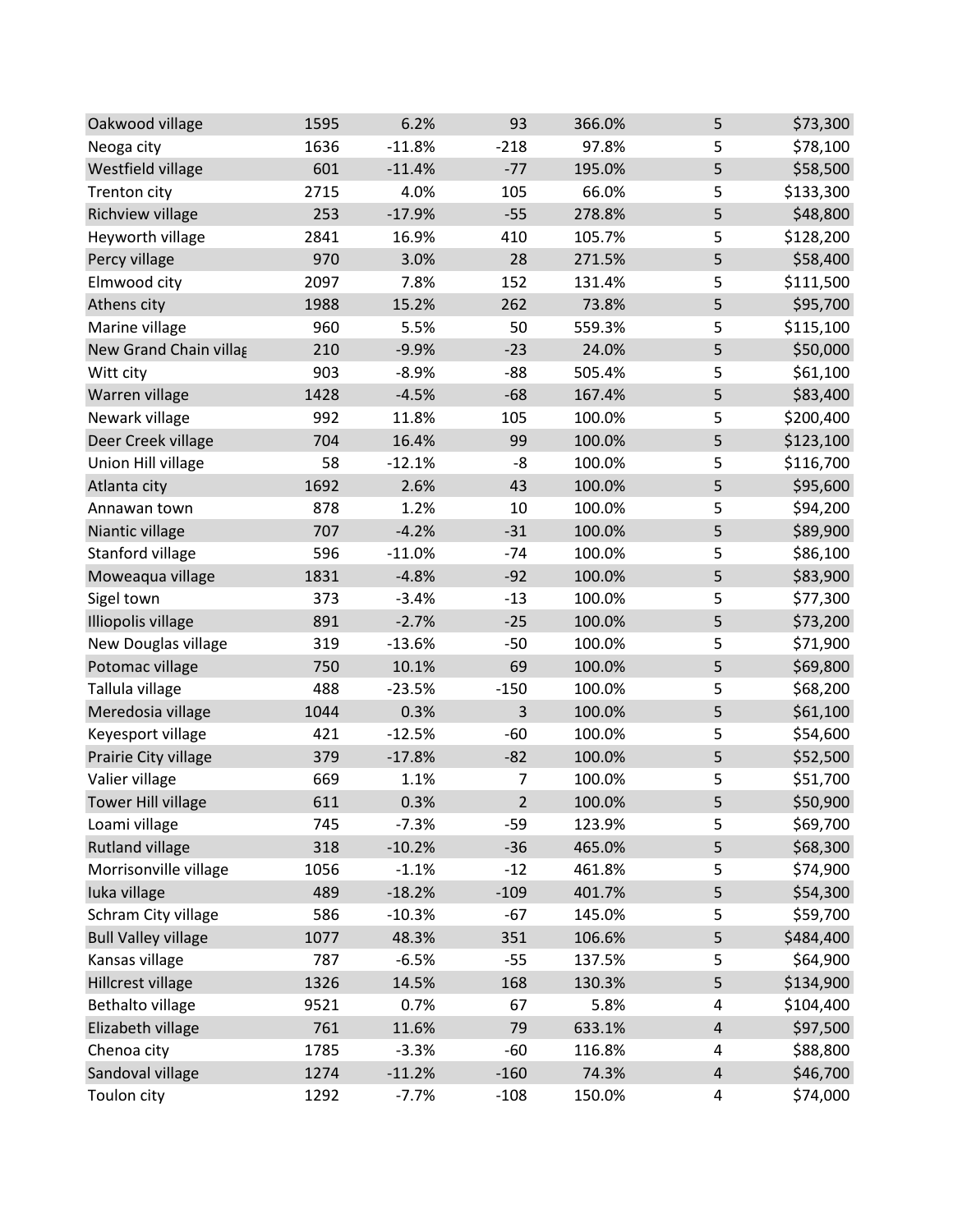| | | | | | | |
|---|---|---|---|---|---|---|
| Oakwood village | 1595 | 6.2% | 93 | 366.0% | 5 | $73,300 |
| Neoga city | 1636 | -11.8% | -218 | 97.8% | 5 | $78,100 |
| Westfield village | 601 | -11.4% | -77 | 195.0% | 5 | $58,500 |
| Trenton city | 2715 | 4.0% | 105 | 66.0% | 5 | $133,300 |
| Richview village | 253 | -17.9% | -55 | 278.8% | 5 | $48,800 |
| Heyworth village | 2841 | 16.9% | 410 | 105.7% | 5 | $128,200 |
| Percy village | 970 | 3.0% | 28 | 271.5% | 5 | $58,400 |
| Elmwood city | 2097 | 7.8% | 152 | 131.4% | 5 | $111,500 |
| Athens city | 1988 | 15.2% | 262 | 73.8% | 5 | $95,700 |
| Marine village | 960 | 5.5% | 50 | 559.3% | 5 | $115,100 |
| New Grand Chain villag | 210 | -9.9% | -23 | 24.0% | 5 | $50,000 |
| Witt city | 903 | -8.9% | -88 | 505.4% | 5 | $61,100 |
| Warren village | 1428 | -4.5% | -68 | 167.4% | 5 | $83,400 |
| Newark village | 992 | 11.8% | 105 | 100.0% | 5 | $200,400 |
| Deer Creek village | 704 | 16.4% | 99 | 100.0% | 5 | $123,100 |
| Union Hill village | 58 | -12.1% | -8 | 100.0% | 5 | $116,700 |
| Atlanta city | 1692 | 2.6% | 43 | 100.0% | 5 | $95,600 |
| Annawan town | 878 | 1.2% | 10 | 100.0% | 5 | $94,200 |
| Niantic village | 707 | -4.2% | -31 | 100.0% | 5 | $89,900 |
| Stanford village | 596 | -11.0% | -74 | 100.0% | 5 | $86,100 |
| Moweaqua village | 1831 | -4.8% | -92 | 100.0% | 5 | $83,900 |
| Sigel town | 373 | -3.4% | -13 | 100.0% | 5 | $77,300 |
| Illiopolis village | 891 | -2.7% | -25 | 100.0% | 5 | $73,200 |
| New Douglas village | 319 | -13.6% | -50 | 100.0% | 5 | $71,900 |
| Potomac village | 750 | 10.1% | 69 | 100.0% | 5 | $69,800 |
| Tallula village | 488 | -23.5% | -150 | 100.0% | 5 | $68,200 |
| Meredosia village | 1044 | 0.3% | 3 | 100.0% | 5 | $61,100 |
| Keyesport village | 421 | -12.5% | -60 | 100.0% | 5 | $54,600 |
| Prairie City village | 379 | -17.8% | -82 | 100.0% | 5 | $52,500 |
| Valier village | 669 | 1.1% | 7 | 100.0% | 5 | $51,700 |
| Tower Hill village | 611 | 0.3% | 2 | 100.0% | 5 | $50,900 |
| Loami village | 745 | -7.3% | -59 | 123.9% | 5 | $69,700 |
| Rutland village | 318 | -10.2% | -36 | 465.0% | 5 | $68,300 |
| Morrisonville village | 1056 | -1.1% | -12 | 461.8% | 5 | $74,900 |
| Iuka village | 489 | -18.2% | -109 | 401.7% | 5 | $54,300 |
| Schram City village | 586 | -10.3% | -67 | 145.0% | 5 | $59,700 |
| Bull Valley village | 1077 | 48.3% | 351 | 106.6% | 5 | $484,400 |
| Kansas village | 787 | -6.5% | -55 | 137.5% | 5 | $64,900 |
| Hillcrest village | 1326 | 14.5% | 168 | 130.3% | 5 | $134,900 |
| Bethalto village | 9521 | 0.7% | 67 | 5.8% | 4 | $104,400 |
| Elizabeth village | 761 | 11.6% | 79 | 633.1% | 4 | $97,500 |
| Chenoa city | 1785 | -3.3% | -60 | 116.8% | 4 | $88,800 |
| Sandoval village | 1274 | -11.2% | -160 | 74.3% | 4 | $46,700 |
| Toulon city | 1292 | -7.7% | -108 | 150.0% | 4 | $74,000 |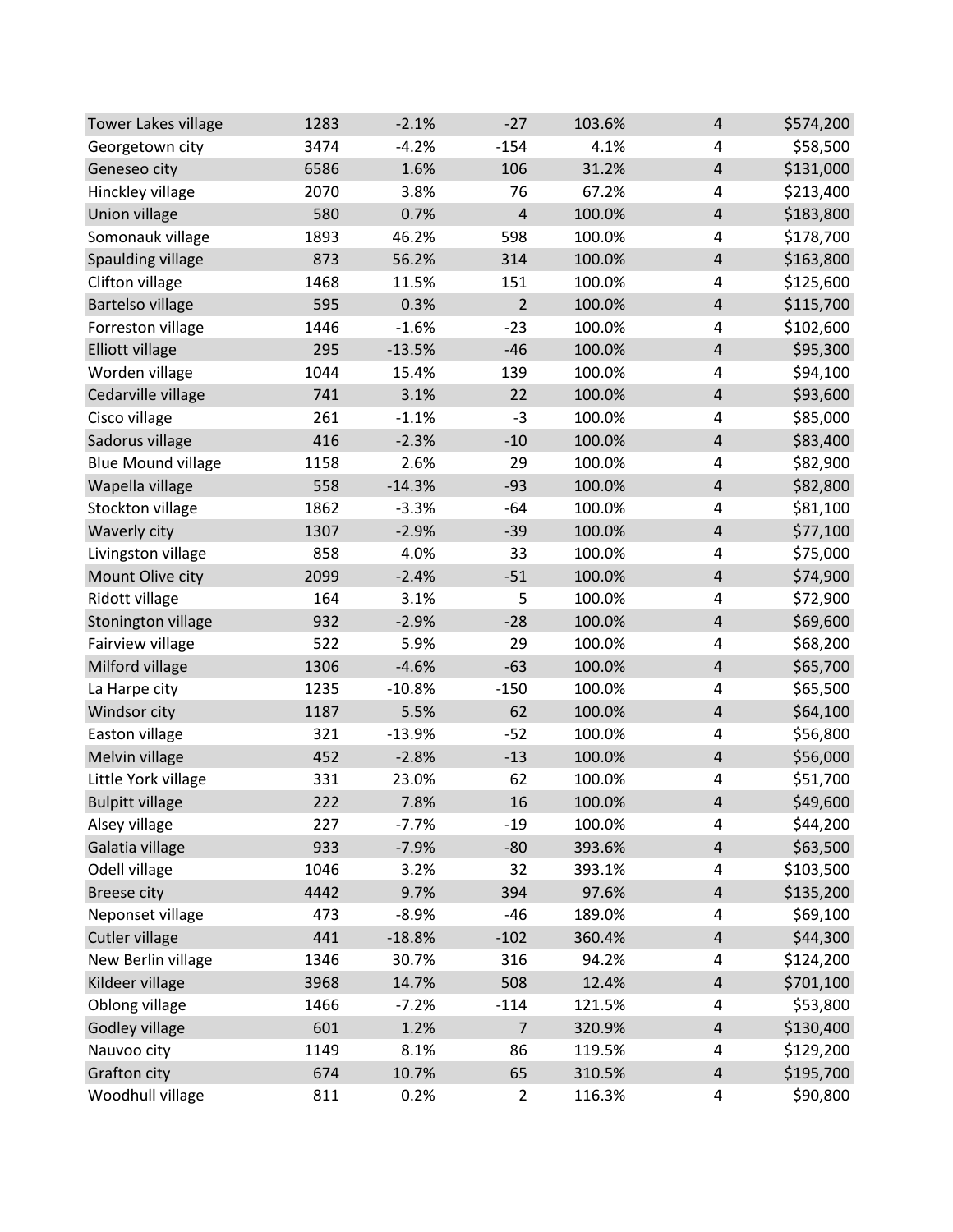| | | | | | | |
|---|---|---|---|---|---|---|
| Tower Lakes village | 1283 | -2.1% | -27 | 103.6% | 4 | $574,200 |
| Georgetown city | 3474 | -4.2% | -154 | 4.1% | 4 | $58,500 |
| Geneseo city | 6586 | 1.6% | 106 | 31.2% | 4 | $131,000 |
| Hinckley village | 2070 | 3.8% | 76 | 67.2% | 4 | $213,400 |
| Union village | 580 | 0.7% | 4 | 100.0% | 4 | $183,800 |
| Somonauk village | 1893 | 46.2% | 598 | 100.0% | 4 | $178,700 |
| Spaulding village | 873 | 56.2% | 314 | 100.0% | 4 | $163,800 |
| Clifton village | 1468 | 11.5% | 151 | 100.0% | 4 | $125,600 |
| Bartelso village | 595 | 0.3% | 2 | 100.0% | 4 | $115,700 |
| Forreston village | 1446 | -1.6% | -23 | 100.0% | 4 | $102,600 |
| Elliott village | 295 | -13.5% | -46 | 100.0% | 4 | $95,300 |
| Worden village | 1044 | 15.4% | 139 | 100.0% | 4 | $94,100 |
| Cedarville village | 741 | 3.1% | 22 | 100.0% | 4 | $93,600 |
| Cisco village | 261 | -1.1% | -3 | 100.0% | 4 | $85,000 |
| Sadorus village | 416 | -2.3% | -10 | 100.0% | 4 | $83,400 |
| Blue Mound village | 1158 | 2.6% | 29 | 100.0% | 4 | $82,900 |
| Wapella village | 558 | -14.3% | -93 | 100.0% | 4 | $82,800 |
| Stockton village | 1862 | -3.3% | -64 | 100.0% | 4 | $81,100 |
| Waverly city | 1307 | -2.9% | -39 | 100.0% | 4 | $77,100 |
| Livingston village | 858 | 4.0% | 33 | 100.0% | 4 | $75,000 |
| Mount Olive city | 2099 | -2.4% | -51 | 100.0% | 4 | $74,900 |
| Ridott village | 164 | 3.1% | 5 | 100.0% | 4 | $72,900 |
| Stonington village | 932 | -2.9% | -28 | 100.0% | 4 | $69,600 |
| Fairview village | 522 | 5.9% | 29 | 100.0% | 4 | $68,200 |
| Milford village | 1306 | -4.6% | -63 | 100.0% | 4 | $65,700 |
| La Harpe city | 1235 | -10.8% | -150 | 100.0% | 4 | $65,500 |
| Windsor city | 1187 | 5.5% | 62 | 100.0% | 4 | $64,100 |
| Easton village | 321 | -13.9% | -52 | 100.0% | 4 | $56,800 |
| Melvin village | 452 | -2.8% | -13 | 100.0% | 4 | $56,000 |
| Little York village | 331 | 23.0% | 62 | 100.0% | 4 | $51,700 |
| Bulpitt village | 222 | 7.8% | 16 | 100.0% | 4 | $49,600 |
| Alsey village | 227 | -7.7% | -19 | 100.0% | 4 | $44,200 |
| Galatia village | 933 | -7.9% | -80 | 393.6% | 4 | $63,500 |
| Odell village | 1046 | 3.2% | 32 | 393.1% | 4 | $103,500 |
| Breese city | 4442 | 9.7% | 394 | 97.6% | 4 | $135,200 |
| Neponset village | 473 | -8.9% | -46 | 189.0% | 4 | $69,100 |
| Cutler village | 441 | -18.8% | -102 | 360.4% | 4 | $44,300 |
| New Berlin village | 1346 | 30.7% | 316 | 94.2% | 4 | $124,200 |
| Kildeer village | 3968 | 14.7% | 508 | 12.4% | 4 | $701,100 |
| Oblong village | 1466 | -7.2% | -114 | 121.5% | 4 | $53,800 |
| Godley village | 601 | 1.2% | 7 | 320.9% | 4 | $130,400 |
| Nauvoo city | 1149 | 8.1% | 86 | 119.5% | 4 | $129,200 |
| Grafton city | 674 | 10.7% | 65 | 310.5% | 4 | $195,700 |
| Woodhull village | 811 | 0.2% | 2 | 116.3% | 4 | $90,800 |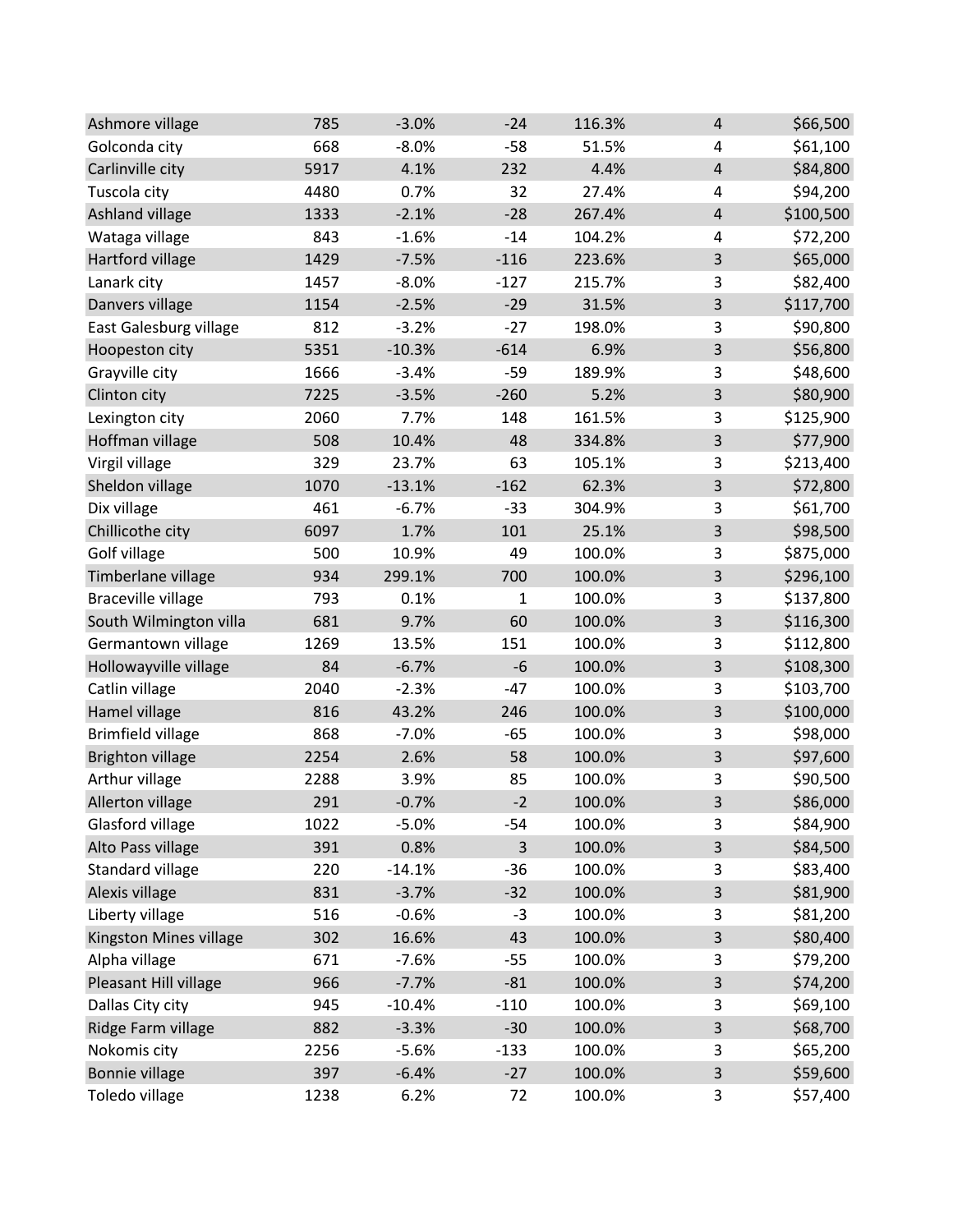| | | | | | | |
|---|---|---|---|---|---|---|
| Ashmore village | 785 | -3.0% | -24 | 116.3% | 4 | $66,500 |
| Golconda city | 668 | -8.0% | -58 | 51.5% | 4 | $61,100 |
| Carlinville city | 5917 | 4.1% | 232 | 4.4% | 4 | $84,800 |
| Tuscola city | 4480 | 0.7% | 32 | 27.4% | 4 | $94,200 |
| Ashland village | 1333 | -2.1% | -28 | 267.4% | 4 | $100,500 |
| Wataga village | 843 | -1.6% | -14 | 104.2% | 4 | $72,200 |
| Hartford village | 1429 | -7.5% | -116 | 223.6% | 3 | $65,000 |
| Lanark city | 1457 | -8.0% | -127 | 215.7% | 3 | $82,400 |
| Danvers village | 1154 | -2.5% | -29 | 31.5% | 3 | $117,700 |
| East Galesburg village | 812 | -3.2% | -27 | 198.0% | 3 | $90,800 |
| Hoopeston city | 5351 | -10.3% | -614 | 6.9% | 3 | $56,800 |
| Grayville city | 1666 | -3.4% | -59 | 189.9% | 3 | $48,600 |
| Clinton city | 7225 | -3.5% | -260 | 5.2% | 3 | $80,900 |
| Lexington city | 2060 | 7.7% | 148 | 161.5% | 3 | $125,900 |
| Hoffman village | 508 | 10.4% | 48 | 334.8% | 3 | $77,900 |
| Virgil village | 329 | 23.7% | 63 | 105.1% | 3 | $213,400 |
| Sheldon village | 1070 | -13.1% | -162 | 62.3% | 3 | $72,800 |
| Dix village | 461 | -6.7% | -33 | 304.9% | 3 | $61,700 |
| Chillicothe city | 6097 | 1.7% | 101 | 25.1% | 3 | $98,500 |
| Golf village | 500 | 10.9% | 49 | 100.0% | 3 | $875,000 |
| Timberlane village | 934 | 299.1% | 700 | 100.0% | 3 | $296,100 |
| Braceville village | 793 | 0.1% | 1 | 100.0% | 3 | $137,800 |
| South Wilmington villa | 681 | 9.7% | 60 | 100.0% | 3 | $116,300 |
| Germantown village | 1269 | 13.5% | 151 | 100.0% | 3 | $112,800 |
| Hollowayville village | 84 | -6.7% | -6 | 100.0% | 3 | $108,300 |
| Catlin village | 2040 | -2.3% | -47 | 100.0% | 3 | $103,700 |
| Hamel village | 816 | 43.2% | 246 | 100.0% | 3 | $100,000 |
| Brimfield village | 868 | -7.0% | -65 | 100.0% | 3 | $98,000 |
| Brighton village | 2254 | 2.6% | 58 | 100.0% | 3 | $97,600 |
| Arthur village | 2288 | 3.9% | 85 | 100.0% | 3 | $90,500 |
| Allerton village | 291 | -0.7% | -2 | 100.0% | 3 | $86,000 |
| Glasford village | 1022 | -5.0% | -54 | 100.0% | 3 | $84,900 |
| Alto Pass village | 391 | 0.8% | 3 | 100.0% | 3 | $84,500 |
| Standard village | 220 | -14.1% | -36 | 100.0% | 3 | $83,400 |
| Alexis village | 831 | -3.7% | -32 | 100.0% | 3 | $81,900 |
| Liberty village | 516 | -0.6% | -3 | 100.0% | 3 | $81,200 |
| Kingston Mines village | 302 | 16.6% | 43 | 100.0% | 3 | $80,400 |
| Alpha village | 671 | -7.6% | -55 | 100.0% | 3 | $79,200 |
| Pleasant Hill village | 966 | -7.7% | -81 | 100.0% | 3 | $74,200 |
| Dallas City city | 945 | -10.4% | -110 | 100.0% | 3 | $69,100 |
| Ridge Farm village | 882 | -3.3% | -30 | 100.0% | 3 | $68,700 |
| Nokomis city | 2256 | -5.6% | -133 | 100.0% | 3 | $65,200 |
| Bonnie village | 397 | -6.4% | -27 | 100.0% | 3 | $59,600 |
| Toledo village | 1238 | 6.2% | 72 | 100.0% | 3 | $57,400 |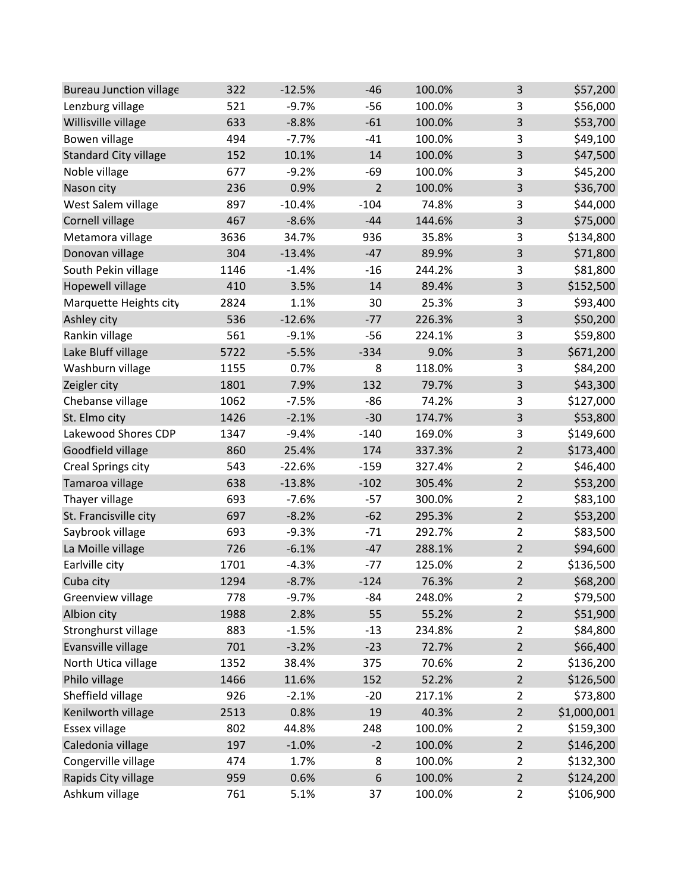| | | | | | | |
|---|---|---|---|---|---|---|
| Bureau Junction village | 322 | -12.5% | -46 | 100.0% | 3 | $57,200 |
| Lenzburg village | 521 | -9.7% | -56 | 100.0% | 3 | $56,000 |
| Willisville village | 633 | -8.8% | -61 | 100.0% | 3 | $53,700 |
| Bowen village | 494 | -7.7% | -41 | 100.0% | 3 | $49,100 |
| Standard City village | 152 | 10.1% | 14 | 100.0% | 3 | $47,500 |
| Noble village | 677 | -9.2% | -69 | 100.0% | 3 | $45,200 |
| Nason city | 236 | 0.9% | 2 | 100.0% | 3 | $36,700 |
| West Salem village | 897 | -10.4% | -104 | 74.8% | 3 | $44,000 |
| Cornell village | 467 | -8.6% | -44 | 144.6% | 3 | $75,000 |
| Metamora village | 3636 | 34.7% | 936 | 35.8% | 3 | $134,800 |
| Donovan village | 304 | -13.4% | -47 | 89.9% | 3 | $71,800 |
| South Pekin village | 1146 | -1.4% | -16 | 244.2% | 3 | $81,800 |
| Hopewell village | 410 | 3.5% | 14 | 89.4% | 3 | $152,500 |
| Marquette Heights city | 2824 | 1.1% | 30 | 25.3% | 3 | $93,400 |
| Ashley city | 536 | -12.6% | -77 | 226.3% | 3 | $50,200 |
| Rankin village | 561 | -9.1% | -56 | 224.1% | 3 | $59,800 |
| Lake Bluff village | 5722 | -5.5% | -334 | 9.0% | 3 | $671,200 |
| Washburn village | 1155 | 0.7% | 8 | 118.0% | 3 | $84,200 |
| Zeigler city | 1801 | 7.9% | 132 | 79.7% | 3 | $43,300 |
| Chebanse village | 1062 | -7.5% | -86 | 74.2% | 3 | $127,000 |
| St. Elmo city | 1426 | -2.1% | -30 | 174.7% | 3 | $53,800 |
| Lakewood Shores CDP | 1347 | -9.4% | -140 | 169.0% | 3 | $149,600 |
| Goodfield village | 860 | 25.4% | 174 | 337.3% | 2 | $173,400 |
| Creal Springs city | 543 | -22.6% | -159 | 327.4% | 2 | $46,400 |
| Tamaroa village | 638 | -13.8% | -102 | 305.4% | 2 | $53,200 |
| Thayer village | 693 | -7.6% | -57 | 300.0% | 2 | $83,100 |
| St. Francisville city | 697 | -8.2% | -62 | 295.3% | 2 | $53,200 |
| Saybrook village | 693 | -9.3% | -71 | 292.7% | 2 | $83,500 |
| La Moille village | 726 | -6.1% | -47 | 288.1% | 2 | $94,600 |
| Earlville city | 1701 | -4.3% | -77 | 125.0% | 2 | $136,500 |
| Cuba city | 1294 | -8.7% | -124 | 76.3% | 2 | $68,200 |
| Greenview village | 778 | -9.7% | -84 | 248.0% | 2 | $79,500 |
| Albion city | 1988 | 2.8% | 55 | 55.2% | 2 | $51,900 |
| Stronghurst village | 883 | -1.5% | -13 | 234.8% | 2 | $84,800 |
| Evansville village | 701 | -3.2% | -23 | 72.7% | 2 | $66,400 |
| North Utica village | 1352 | 38.4% | 375 | 70.6% | 2 | $136,200 |
| Philo village | 1466 | 11.6% | 152 | 52.2% | 2 | $126,500 |
| Sheffield village | 926 | -2.1% | -20 | 217.1% | 2 | $73,800 |
| Kenilworth village | 2513 | 0.8% | 19 | 40.3% | 2 | $1,000,001 |
| Essex village | 802 | 44.8% | 248 | 100.0% | 2 | $159,300 |
| Caledonia village | 197 | -1.0% | -2 | 100.0% | 2 | $146,200 |
| Congerville village | 474 | 1.7% | 8 | 100.0% | 2 | $132,300 |
| Rapids City village | 959 | 0.6% | 6 | 100.0% | 2 | $124,200 |
| Ashkum village | 761 | 5.1% | 37 | 100.0% | 2 | $106,900 |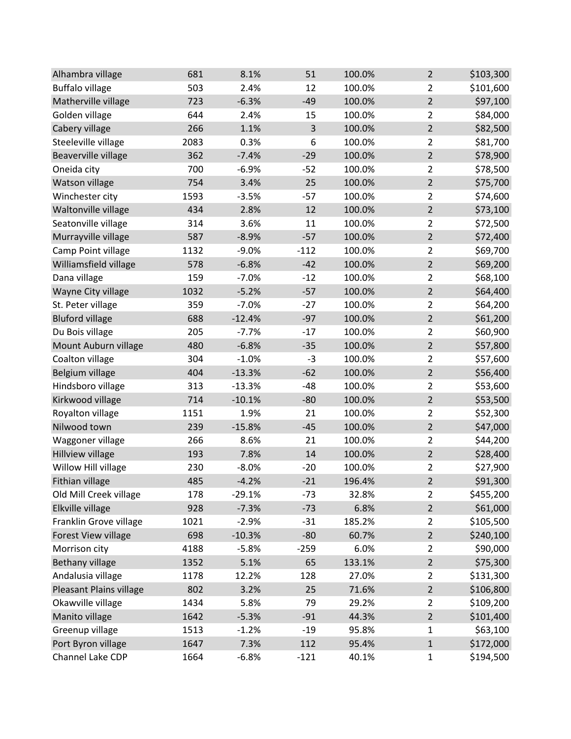| | | | | | | |
|---|---|---|---|---|---|---|
| Alhambra village | 681 | 8.1% | 51 | 100.0% | 2 | $103,300 |
| Buffalo village | 503 | 2.4% | 12 | 100.0% | 2 | $101,600 |
| Matherville village | 723 | -6.3% | -49 | 100.0% | 2 | $97,100 |
| Golden village | 644 | 2.4% | 15 | 100.0% | 2 | $84,000 |
| Cabery village | 266 | 1.1% | 3 | 100.0% | 2 | $82,500 |
| Steeleville village | 2083 | 0.3% | 6 | 100.0% | 2 | $81,700 |
| Beaverville village | 362 | -7.4% | -29 | 100.0% | 2 | $78,900 |
| Oneida city | 700 | -6.9% | -52 | 100.0% | 2 | $78,500 |
| Watson village | 754 | 3.4% | 25 | 100.0% | 2 | $75,700 |
| Winchester city | 1593 | -3.5% | -57 | 100.0% | 2 | $74,600 |
| Waltonville village | 434 | 2.8% | 12 | 100.0% | 2 | $73,100 |
| Seatonville village | 314 | 3.6% | 11 | 100.0% | 2 | $72,500 |
| Murrayville village | 587 | -8.9% | -57 | 100.0% | 2 | $72,400 |
| Camp Point village | 1132 | -9.0% | -112 | 100.0% | 2 | $69,700 |
| Williamsfield village | 578 | -6.8% | -42 | 100.0% | 2 | $69,200 |
| Dana village | 159 | -7.0% | -12 | 100.0% | 2 | $68,100 |
| Wayne City village | 1032 | -5.2% | -57 | 100.0% | 2 | $64,400 |
| St. Peter village | 359 | -7.0% | -27 | 100.0% | 2 | $64,200 |
| Bluford village | 688 | -12.4% | -97 | 100.0% | 2 | $61,200 |
| Du Bois village | 205 | -7.7% | -17 | 100.0% | 2 | $60,900 |
| Mount Auburn village | 480 | -6.8% | -35 | 100.0% | 2 | $57,800 |
| Coalton village | 304 | -1.0% | -3 | 100.0% | 2 | $57,600 |
| Belgium village | 404 | -13.3% | -62 | 100.0% | 2 | $56,400 |
| Hindsboro village | 313 | -13.3% | -48 | 100.0% | 2 | $53,600 |
| Kirkwood village | 714 | -10.1% | -80 | 100.0% | 2 | $53,500 |
| Royalton village | 1151 | 1.9% | 21 | 100.0% | 2 | $52,300 |
| Nilwood town | 239 | -15.8% | -45 | 100.0% | 2 | $47,000 |
| Waggoner village | 266 | 8.6% | 21 | 100.0% | 2 | $44,200 |
| Hillview village | 193 | 7.8% | 14 | 100.0% | 2 | $28,400 |
| Willow Hill village | 230 | -8.0% | -20 | 100.0% | 2 | $27,900 |
| Fithian village | 485 | -4.2% | -21 | 196.4% | 2 | $91,300 |
| Old Mill Creek village | 178 | -29.1% | -73 | 32.8% | 2 | $455,200 |
| Elkville village | 928 | -7.3% | -73 | 6.8% | 2 | $61,000 |
| Franklin Grove village | 1021 | -2.9% | -31 | 185.2% | 2 | $105,500 |
| Forest View village | 698 | -10.3% | -80 | 60.7% | 2 | $240,100 |
| Morrison city | 4188 | -5.8% | -259 | 6.0% | 2 | $90,000 |
| Bethany village | 1352 | 5.1% | 65 | 133.1% | 2 | $75,300 |
| Andalusia village | 1178 | 12.2% | 128 | 27.0% | 2 | $131,300 |
| Pleasant Plains village | 802 | 3.2% | 25 | 71.6% | 2 | $106,800 |
| Okawville village | 1434 | 5.8% | 79 | 29.2% | 2 | $109,200 |
| Manito village | 1642 | -5.3% | -91 | 44.3% | 2 | $101,400 |
| Greenup village | 1513 | -1.2% | -19 | 95.8% | 1 | $63,100 |
| Port Byron village | 1647 | 7.3% | 112 | 95.4% | 1 | $172,000 |
| Channel Lake CDP | 1664 | -6.8% | -121 | 40.1% | 1 | $194,500 |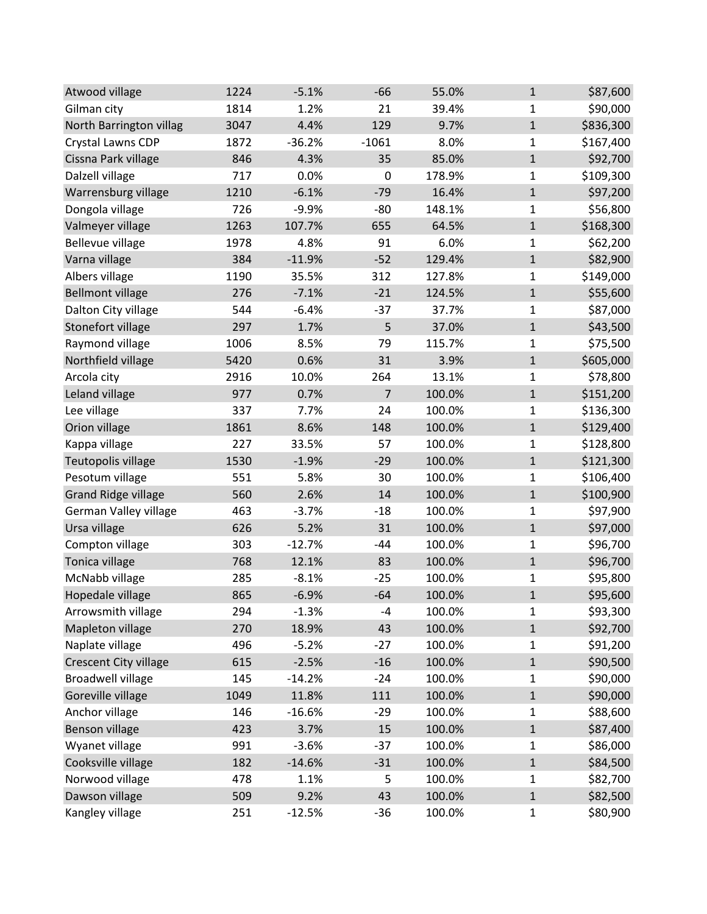| | | | | | | |
|---|---|---|---|---|---|---|
| Atwood village | 1224 | -5.1% | -66 | 55.0% | 1 | $87,600 |
| Gilman city | 1814 | 1.2% | 21 | 39.4% | 1 | $90,000 |
| North Barrington villag | 3047 | 4.4% | 129 | 9.7% | 1 | $836,300 |
| Crystal Lawns CDP | 1872 | -36.2% | -1061 | 8.0% | 1 | $167,400 |
| Cissna Park village | 846 | 4.3% | 35 | 85.0% | 1 | $92,700 |
| Dalzell village | 717 | 0.0% | 0 | 178.9% | 1 | $109,300 |
| Warrensburg village | 1210 | -6.1% | -79 | 16.4% | 1 | $97,200 |
| Dongola village | 726 | -9.9% | -80 | 148.1% | 1 | $56,800 |
| Valmeyer village | 1263 | 107.7% | 655 | 64.5% | 1 | $168,300 |
| Bellevue village | 1978 | 4.8% | 91 | 6.0% | 1 | $62,200 |
| Varna village | 384 | -11.9% | -52 | 129.4% | 1 | $82,900 |
| Albers village | 1190 | 35.5% | 312 | 127.8% | 1 | $149,000 |
| Bellmont village | 276 | -7.1% | -21 | 124.5% | 1 | $55,600 |
| Dalton City village | 544 | -6.4% | -37 | 37.7% | 1 | $87,000 |
| Stonefort village | 297 | 1.7% | 5 | 37.0% | 1 | $43,500 |
| Raymond village | 1006 | 8.5% | 79 | 115.7% | 1 | $75,500 |
| Northfield village | 5420 | 0.6% | 31 | 3.9% | 1 | $605,000 |
| Arcola city | 2916 | 10.0% | 264 | 13.1% | 1 | $78,800 |
| Leland village | 977 | 0.7% | 7 | 100.0% | 1 | $151,200 |
| Lee village | 337 | 7.7% | 24 | 100.0% | 1 | $136,300 |
| Orion village | 1861 | 8.6% | 148 | 100.0% | 1 | $129,400 |
| Kappa village | 227 | 33.5% | 57 | 100.0% | 1 | $128,800 |
| Teutopolis village | 1530 | -1.9% | -29 | 100.0% | 1 | $121,300 |
| Pesotum village | 551 | 5.8% | 30 | 100.0% | 1 | $106,400 |
| Grand Ridge village | 560 | 2.6% | 14 | 100.0% | 1 | $100,900 |
| German Valley village | 463 | -3.7% | -18 | 100.0% | 1 | $97,900 |
| Ursa village | 626 | 5.2% | 31 | 100.0% | 1 | $97,000 |
| Compton village | 303 | -12.7% | -44 | 100.0% | 1 | $96,700 |
| Tonica village | 768 | 12.1% | 83 | 100.0% | 1 | $96,700 |
| McNabb village | 285 | -8.1% | -25 | 100.0% | 1 | $95,800 |
| Hopedale village | 865 | -6.9% | -64 | 100.0% | 1 | $95,600 |
| Arrowsmith village | 294 | -1.3% | -4 | 100.0% | 1 | $93,300 |
| Mapleton village | 270 | 18.9% | 43 | 100.0% | 1 | $92,700 |
| Naplate village | 496 | -5.2% | -27 | 100.0% | 1 | $91,200 |
| Crescent City village | 615 | -2.5% | -16 | 100.0% | 1 | $90,500 |
| Broadwell village | 145 | -14.2% | -24 | 100.0% | 1 | $90,000 |
| Goreville village | 1049 | 11.8% | 111 | 100.0% | 1 | $90,000 |
| Anchor village | 146 | -16.6% | -29 | 100.0% | 1 | $88,600 |
| Benson village | 423 | 3.7% | 15 | 100.0% | 1 | $87,400 |
| Wyanet village | 991 | -3.6% | -37 | 100.0% | 1 | $86,000 |
| Cooksville village | 182 | -14.6% | -31 | 100.0% | 1 | $84,500 |
| Norwood village | 478 | 1.1% | 5 | 100.0% | 1 | $82,700 |
| Dawson village | 509 | 9.2% | 43 | 100.0% | 1 | $82,500 |
| Kangley village | 251 | -12.5% | -36 | 100.0% | 1 | $80,900 |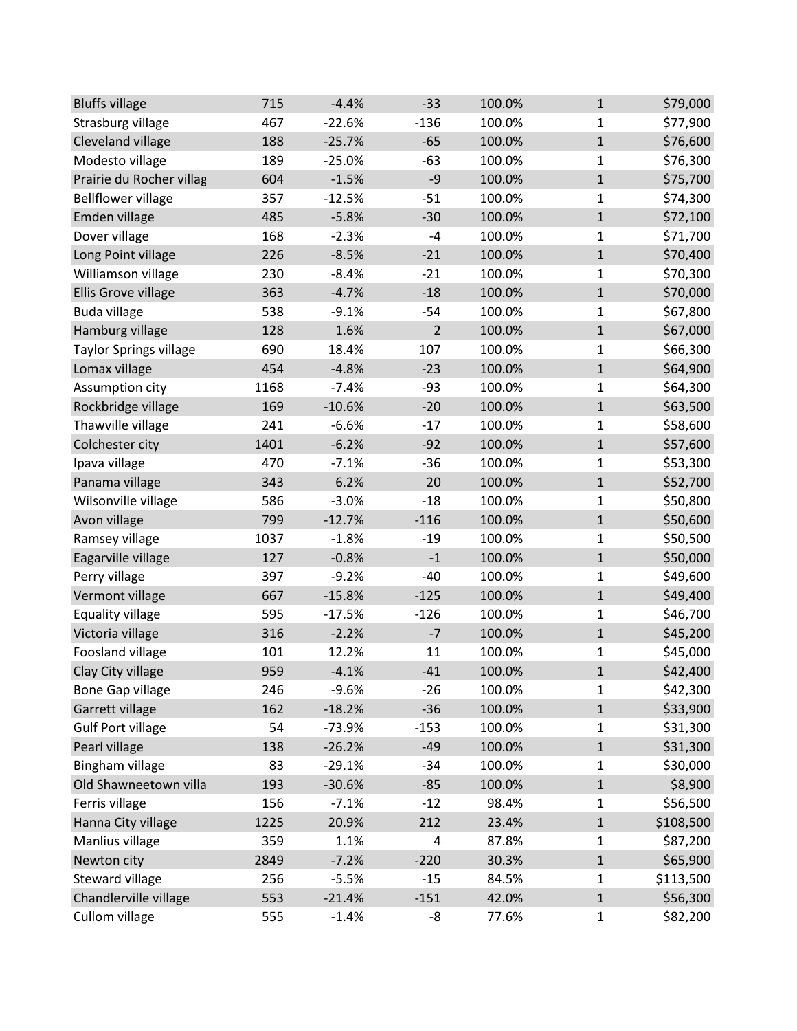| | | | | | | |
|---|---|---|---|---|---|---|
| Bluffs village | 715 | -4.4% | -33 | 100.0% | 1 | $79,000 |
| Strasburg village | 467 | -22.6% | -136 | 100.0% | 1 | $77,900 |
| Cleveland village | 188 | -25.7% | -65 | 100.0% | 1 | $76,600 |
| Modesto village | 189 | -25.0% | -63 | 100.0% | 1 | $76,300 |
| Prairie du Rocher villag | 604 | -1.5% | -9 | 100.0% | 1 | $75,700 |
| Bellflower village | 357 | -12.5% | -51 | 100.0% | 1 | $74,300 |
| Emden village | 485 | -5.8% | -30 | 100.0% | 1 | $72,100 |
| Dover village | 168 | -2.3% | -4 | 100.0% | 1 | $71,700 |
| Long Point village | 226 | -8.5% | -21 | 100.0% | 1 | $70,400 |
| Williamson village | 230 | -8.4% | -21 | 100.0% | 1 | $70,300 |
| Ellis Grove village | 363 | -4.7% | -18 | 100.0% | 1 | $70,000 |
| Buda village | 538 | -9.1% | -54 | 100.0% | 1 | $67,800 |
| Hamburg village | 128 | 1.6% | 2 | 100.0% | 1 | $67,000 |
| Taylor Springs village | 690 | 18.4% | 107 | 100.0% | 1 | $66,300 |
| Lomax village | 454 | -4.8% | -23 | 100.0% | 1 | $64,900 |
| Assumption city | 1168 | -7.4% | -93 | 100.0% | 1 | $64,300 |
| Rockbridge village | 169 | -10.6% | -20 | 100.0% | 1 | $63,500 |
| Thawville village | 241 | -6.6% | -17 | 100.0% | 1 | $58,600 |
| Colchester city | 1401 | -6.2% | -92 | 100.0% | 1 | $57,600 |
| Ipava village | 470 | -7.1% | -36 | 100.0% | 1 | $53,300 |
| Panama village | 343 | 6.2% | 20 | 100.0% | 1 | $52,700 |
| Wilsonville village | 586 | -3.0% | -18 | 100.0% | 1 | $50,800 |
| Avon village | 799 | -12.7% | -116 | 100.0% | 1 | $50,600 |
| Ramsey village | 1037 | -1.8% | -19 | 100.0% | 1 | $50,500 |
| Eagarville village | 127 | -0.8% | -1 | 100.0% | 1 | $50,000 |
| Perry village | 397 | -9.2% | -40 | 100.0% | 1 | $49,600 |
| Vermont village | 667 | -15.8% | -125 | 100.0% | 1 | $49,400 |
| Equality village | 595 | -17.5% | -126 | 100.0% | 1 | $46,700 |
| Victoria village | 316 | -2.2% | -7 | 100.0% | 1 | $45,200 |
| Foosland village | 101 | 12.2% | 11 | 100.0% | 1 | $45,000 |
| Clay City village | 959 | -4.1% | -41 | 100.0% | 1 | $42,400 |
| Bone Gap village | 246 | -9.6% | -26 | 100.0% | 1 | $42,300 |
| Garrett village | 162 | -18.2% | -36 | 100.0% | 1 | $33,900 |
| Gulf Port village | 54 | -73.9% | -153 | 100.0% | 1 | $31,300 |
| Pearl village | 138 | -26.2% | -49 | 100.0% | 1 | $31,300 |
| Bingham village | 83 | -29.1% | -34 | 100.0% | 1 | $30,000 |
| Old Shawneetown villa | 193 | -30.6% | -85 | 100.0% | 1 | $8,900 |
| Ferris village | 156 | -7.1% | -12 | 98.4% | 1 | $56,500 |
| Hanna City village | 1225 | 20.9% | 212 | 23.4% | 1 | $108,500 |
| Manlius village | 359 | 1.1% | 4 | 87.8% | 1 | $87,200 |
| Newton city | 2849 | -7.2% | -220 | 30.3% | 1 | $65,900 |
| Steward village | 256 | -5.5% | -15 | 84.5% | 1 | $113,500 |
| Chandlerville village | 553 | -21.4% | -151 | 42.0% | 1 | $56,300 |
| Cullom village | 555 | -1.4% | -8 | 77.6% | 1 | $82,200 |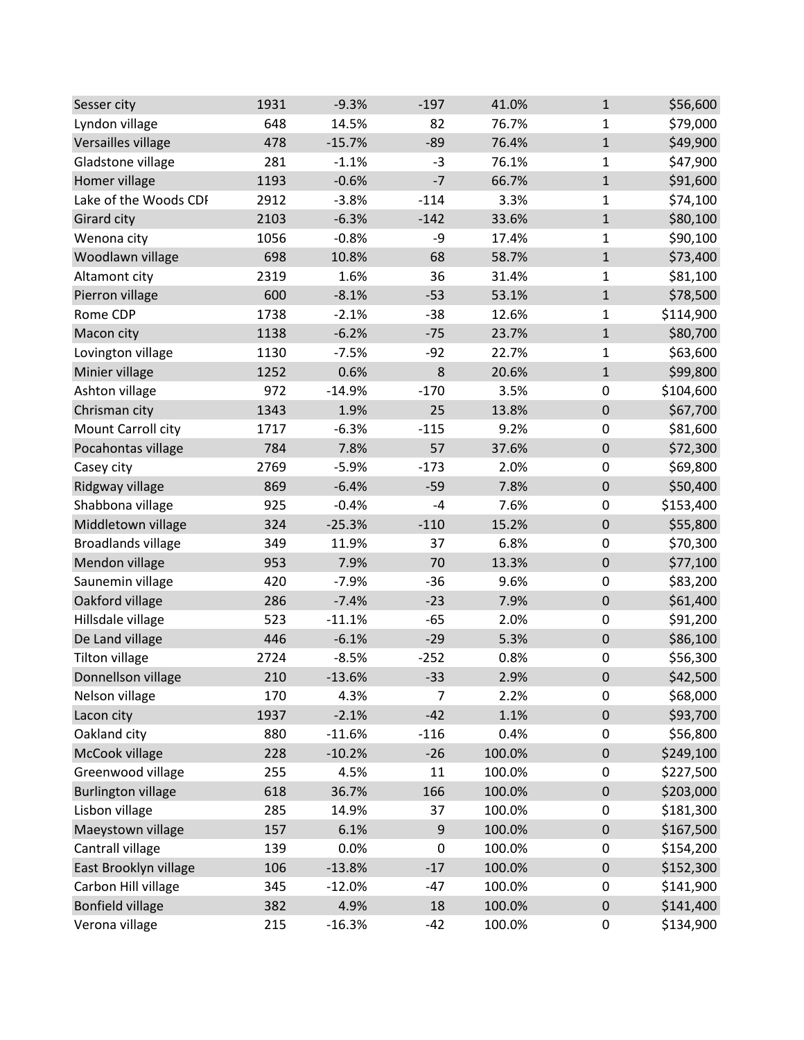| | | | | | | |
|---|---|---|---|---|---|---|
| Sesser city | 1931 | -9.3% | -197 | 41.0% | 1 | $56,600 |
| Lyndon village | 648 | 14.5% | 82 | 76.7% | 1 | $79,000 |
| Versailles village | 478 | -15.7% | -89 | 76.4% | 1 | $49,900 |
| Gladstone village | 281 | -1.1% | -3 | 76.1% | 1 | $47,900 |
| Homer village | 1193 | -0.6% | -7 | 66.7% | 1 | $91,600 |
| Lake of the Woods CDI | 2912 | -3.8% | -114 | 3.3% | 1 | $74,100 |
| Girard city | 2103 | -6.3% | -142 | 33.6% | 1 | $80,100 |
| Wenona city | 1056 | -0.8% | -9 | 17.4% | 1 | $90,100 |
| Woodlawn village | 698 | 10.8% | 68 | 58.7% | 1 | $73,400 |
| Altamont city | 2319 | 1.6% | 36 | 31.4% | 1 | $81,100 |
| Pierron village | 600 | -8.1% | -53 | 53.1% | 1 | $78,500 |
| Rome CDP | 1738 | -2.1% | -38 | 12.6% | 1 | $114,900 |
| Macon city | 1138 | -6.2% | -75 | 23.7% | 1 | $80,700 |
| Lovington village | 1130 | -7.5% | -92 | 22.7% | 1 | $63,600 |
| Minier village | 1252 | 0.6% | 8 | 20.6% | 1 | $99,800 |
| Ashton village | 972 | -14.9% | -170 | 3.5% | 0 | $104,600 |
| Chrisman city | 1343 | 1.9% | 25 | 13.8% | 0 | $67,700 |
| Mount Carroll city | 1717 | -6.3% | -115 | 9.2% | 0 | $81,600 |
| Pocahontas village | 784 | 7.8% | 57 | 37.6% | 0 | $72,300 |
| Casey city | 2769 | -5.9% | -173 | 2.0% | 0 | $69,800 |
| Ridgway village | 869 | -6.4% | -59 | 7.8% | 0 | $50,400 |
| Shabbona village | 925 | -0.4% | -4 | 7.6% | 0 | $153,400 |
| Middletown village | 324 | -25.3% | -110 | 15.2% | 0 | $55,800 |
| Broadlands village | 349 | 11.9% | 37 | 6.8% | 0 | $70,300 |
| Mendon village | 953 | 7.9% | 70 | 13.3% | 0 | $77,100 |
| Saunemin village | 420 | -7.9% | -36 | 9.6% | 0 | $83,200 |
| Oakford village | 286 | -7.4% | -23 | 7.9% | 0 | $61,400 |
| Hillsdale village | 523 | -11.1% | -65 | 2.0% | 0 | $91,200 |
| De Land village | 446 | -6.1% | -29 | 5.3% | 0 | $86,100 |
| Tilton village | 2724 | -8.5% | -252 | 0.8% | 0 | $56,300 |
| Donnellson village | 210 | -13.6% | -33 | 2.9% | 0 | $42,500 |
| Nelson village | 170 | 4.3% | 7 | 2.2% | 0 | $68,000 |
| Lacon city | 1937 | -2.1% | -42 | 1.1% | 0 | $93,700 |
| Oakland city | 880 | -11.6% | -116 | 0.4% | 0 | $56,800 |
| McCook village | 228 | -10.2% | -26 | 100.0% | 0 | $249,100 |
| Greenwood village | 255 | 4.5% | 11 | 100.0% | 0 | $227,500 |
| Burlington village | 618 | 36.7% | 166 | 100.0% | 0 | $203,000 |
| Lisbon village | 285 | 14.9% | 37 | 100.0% | 0 | $181,300 |
| Maeystown village | 157 | 6.1% | 9 | 100.0% | 0 | $167,500 |
| Cantrall village | 139 | 0.0% | 0 | 100.0% | 0 | $154,200 |
| East Brooklyn village | 106 | -13.8% | -17 | 100.0% | 0 | $152,300 |
| Carbon Hill village | 345 | -12.0% | -47 | 100.0% | 0 | $141,900 |
| Bonfield village | 382 | 4.9% | 18 | 100.0% | 0 | $141,400 |
| Verona village | 215 | -16.3% | -42 | 100.0% | 0 | $134,900 |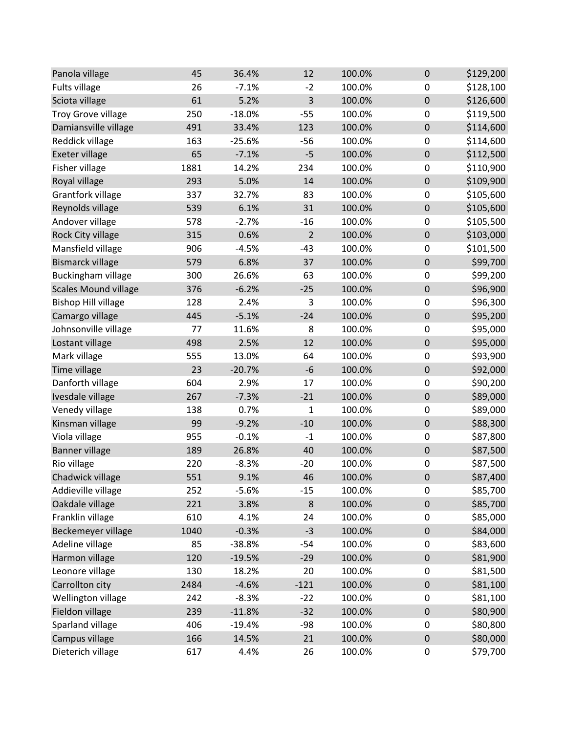| | | | | | | |
|---|---|---|---|---|---|---|
| Panola village | 45 | 36.4% | 12 | 100.0% | 0 | $129,200 |
| Fults village | 26 | -7.1% | -2 | 100.0% | 0 | $128,100 |
| Sciota village | 61 | 5.2% | 3 | 100.0% | 0 | $126,600 |
| Troy Grove village | 250 | -18.0% | -55 | 100.0% | 0 | $119,500 |
| Damiansville village | 491 | 33.4% | 123 | 100.0% | 0 | $114,600 |
| Reddick village | 163 | -25.6% | -56 | 100.0% | 0 | $114,600 |
| Exeter village | 65 | -7.1% | -5 | 100.0% | 0 | $112,500 |
| Fisher village | 1881 | 14.2% | 234 | 100.0% | 0 | $110,900 |
| Royal village | 293 | 5.0% | 14 | 100.0% | 0 | $109,900 |
| Grantfork village | 337 | 32.7% | 83 | 100.0% | 0 | $105,600 |
| Reynolds village | 539 | 6.1% | 31 | 100.0% | 0 | $105,600 |
| Andover village | 578 | -2.7% | -16 | 100.0% | 0 | $105,500 |
| Rock City village | 315 | 0.6% | 2 | 100.0% | 0 | $103,000 |
| Mansfield village | 906 | -4.5% | -43 | 100.0% | 0 | $101,500 |
| Bismarck village | 579 | 6.8% | 37 | 100.0% | 0 | $99,700 |
| Buckingham village | 300 | 26.6% | 63 | 100.0% | 0 | $99,200 |
| Scales Mound village | 376 | -6.2% | -25 | 100.0% | 0 | $96,900 |
| Bishop Hill village | 128 | 2.4% | 3 | 100.0% | 0 | $96,300 |
| Camargo village | 445 | -5.1% | -24 | 100.0% | 0 | $95,200 |
| Johnsonville village | 77 | 11.6% | 8 | 100.0% | 0 | $95,000 |
| Lostant village | 498 | 2.5% | 12 | 100.0% | 0 | $95,000 |
| Mark village | 555 | 13.0% | 64 | 100.0% | 0 | $93,900 |
| Time village | 23 | -20.7% | -6 | 100.0% | 0 | $92,000 |
| Danforth village | 604 | 2.9% | 17 | 100.0% | 0 | $90,200 |
| Ivesdale village | 267 | -7.3% | -21 | 100.0% | 0 | $89,000 |
| Venedy village | 138 | 0.7% | 1 | 100.0% | 0 | $89,000 |
| Kinsman village | 99 | -9.2% | -10 | 100.0% | 0 | $88,300 |
| Viola village | 955 | -0.1% | -1 | 100.0% | 0 | $87,800 |
| Banner village | 189 | 26.8% | 40 | 100.0% | 0 | $87,500 |
| Rio village | 220 | -8.3% | -20 | 100.0% | 0 | $87,500 |
| Chadwick village | 551 | 9.1% | 46 | 100.0% | 0 | $87,400 |
| Addieville village | 252 | -5.6% | -15 | 100.0% | 0 | $85,700 |
| Oakdale village | 221 | 3.8% | 8 | 100.0% | 0 | $85,700 |
| Franklin village | 610 | 4.1% | 24 | 100.0% | 0 | $85,000 |
| Beckemeyer village | 1040 | -0.3% | -3 | 100.0% | 0 | $84,000 |
| Adeline village | 85 | -38.8% | -54 | 100.0% | 0 | $83,600 |
| Harmon village | 120 | -19.5% | -29 | 100.0% | 0 | $81,900 |
| Leonore village | 130 | 18.2% | 20 | 100.0% | 0 | $81,500 |
| Carrollton city | 2484 | -4.6% | -121 | 100.0% | 0 | $81,100 |
| Wellington village | 242 | -8.3% | -22 | 100.0% | 0 | $81,100 |
| Fieldon village | 239 | -11.8% | -32 | 100.0% | 0 | $80,900 |
| Sparland village | 406 | -19.4% | -98 | 100.0% | 0 | $80,800 |
| Campus village | 166 | 14.5% | 21 | 100.0% | 0 | $80,000 |
| Dieterich village | 617 | 4.4% | 26 | 100.0% | 0 | $79,700 |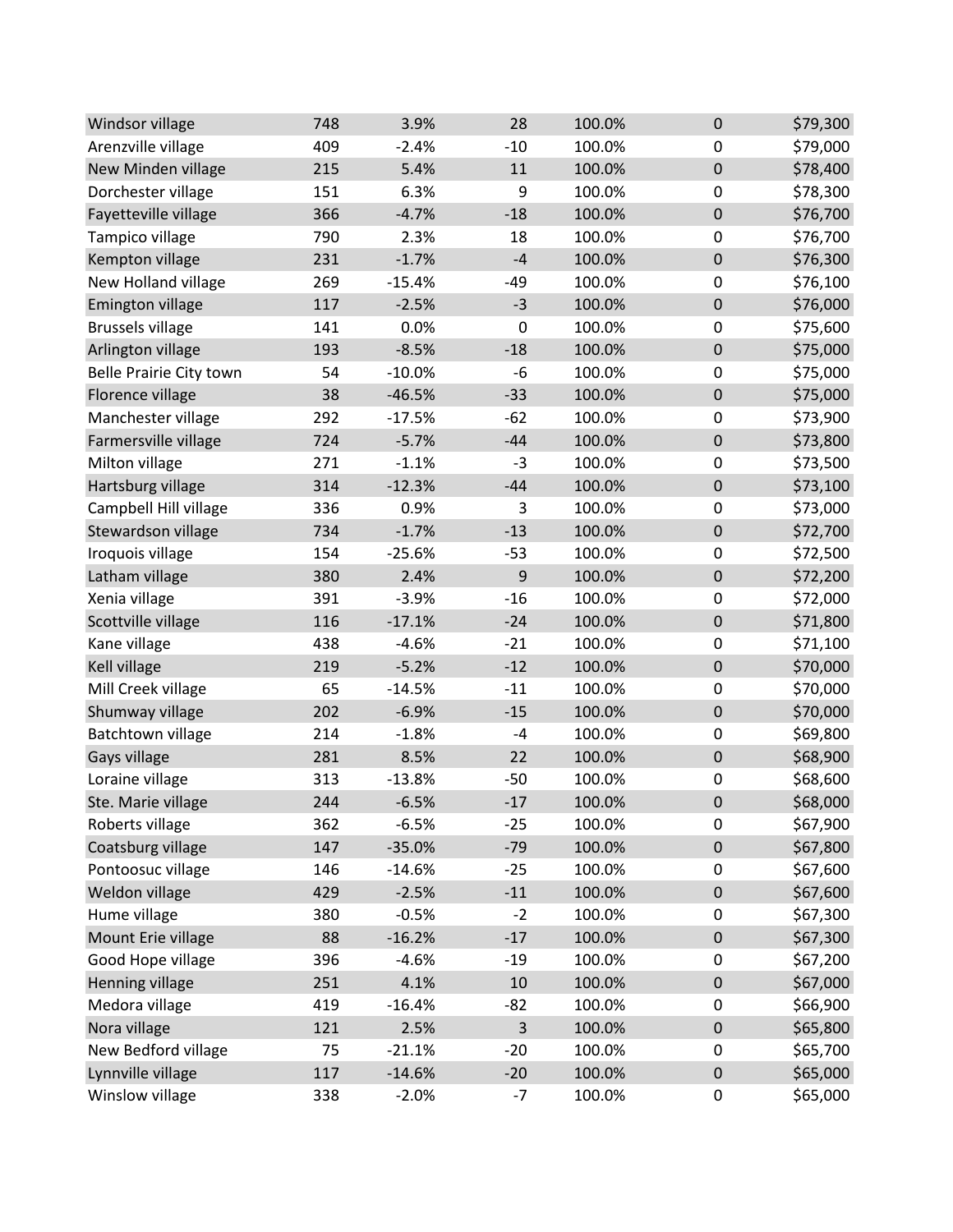| | | | | | | |
|---|---|---|---|---|---|---|
| Windsor village | 748 | 3.9% | 28 | 100.0% | 0 | $79,300 |
| Arenzville village | 409 | -2.4% | -10 | 100.0% | 0 | $79,000 |
| New Minden village | 215 | 5.4% | 11 | 100.0% | 0 | $78,400 |
| Dorchester village | 151 | 6.3% | 9 | 100.0% | 0 | $78,300 |
| Fayetteville village | 366 | -4.7% | -18 | 100.0% | 0 | $76,700 |
| Tampico village | 790 | 2.3% | 18 | 100.0% | 0 | $76,700 |
| Kempton village | 231 | -1.7% | -4 | 100.0% | 0 | $76,300 |
| New Holland village | 269 | -15.4% | -49 | 100.0% | 0 | $76,100 |
| Emington village | 117 | -2.5% | -3 | 100.0% | 0 | $76,000 |
| Brussels village | 141 | 0.0% | 0 | 100.0% | 0 | $75,600 |
| Arlington village | 193 | -8.5% | -18 | 100.0% | 0 | $75,000 |
| Belle Prairie City town | 54 | -10.0% | -6 | 100.0% | 0 | $75,000 |
| Florence village | 38 | -46.5% | -33 | 100.0% | 0 | $75,000 |
| Manchester village | 292 | -17.5% | -62 | 100.0% | 0 | $73,900 |
| Farmersville village | 724 | -5.7% | -44 | 100.0% | 0 | $73,800 |
| Milton village | 271 | -1.1% | -3 | 100.0% | 0 | $73,500 |
| Hartsburg village | 314 | -12.3% | -44 | 100.0% | 0 | $73,100 |
| Campbell Hill village | 336 | 0.9% | 3 | 100.0% | 0 | $73,000 |
| Stewardson village | 734 | -1.7% | -13 | 100.0% | 0 | $72,700 |
| Iroquois village | 154 | -25.6% | -53 | 100.0% | 0 | $72,500 |
| Latham village | 380 | 2.4% | 9 | 100.0% | 0 | $72,200 |
| Xenia village | 391 | -3.9% | -16 | 100.0% | 0 | $72,000 |
| Scottville village | 116 | -17.1% | -24 | 100.0% | 0 | $71,800 |
| Kane village | 438 | -4.6% | -21 | 100.0% | 0 | $71,100 |
| Kell village | 219 | -5.2% | -12 | 100.0% | 0 | $70,000 |
| Mill Creek village | 65 | -14.5% | -11 | 100.0% | 0 | $70,000 |
| Shumway village | 202 | -6.9% | -15 | 100.0% | 0 | $70,000 |
| Batchtown village | 214 | -1.8% | -4 | 100.0% | 0 | $69,800 |
| Gays village | 281 | 8.5% | 22 | 100.0% | 0 | $68,900 |
| Loraine village | 313 | -13.8% | -50 | 100.0% | 0 | $68,600 |
| Ste. Marie village | 244 | -6.5% | -17 | 100.0% | 0 | $68,000 |
| Roberts village | 362 | -6.5% | -25 | 100.0% | 0 | $67,900 |
| Coatsburg village | 147 | -35.0% | -79 | 100.0% | 0 | $67,800 |
| Pontoosuc village | 146 | -14.6% | -25 | 100.0% | 0 | $67,600 |
| Weldon village | 429 | -2.5% | -11 | 100.0% | 0 | $67,600 |
| Hume village | 380 | -0.5% | -2 | 100.0% | 0 | $67,300 |
| Mount Erie village | 88 | -16.2% | -17 | 100.0% | 0 | $67,300 |
| Good Hope village | 396 | -4.6% | -19 | 100.0% | 0 | $67,200 |
| Henning village | 251 | 4.1% | 10 | 100.0% | 0 | $67,000 |
| Medora village | 419 | -16.4% | -82 | 100.0% | 0 | $66,900 |
| Nora village | 121 | 2.5% | 3 | 100.0% | 0 | $65,800 |
| New Bedford village | 75 | -21.1% | -20 | 100.0% | 0 | $65,700 |
| Lynnville village | 117 | -14.6% | -20 | 100.0% | 0 | $65,000 |
| Winslow village | 338 | -2.0% | -7 | 100.0% | 0 | $65,000 |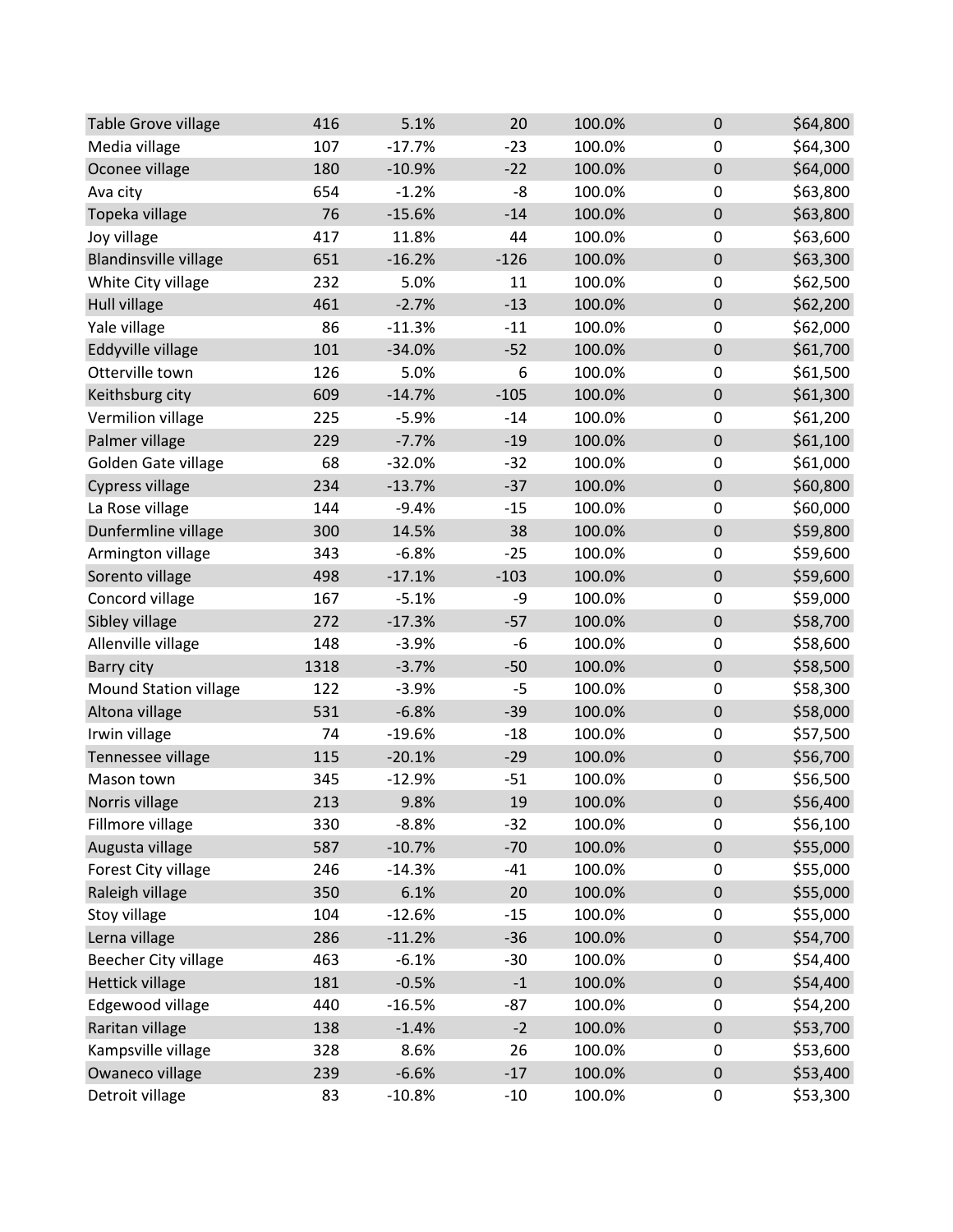| | | | | | | |
|---|---|---|---|---|---|---|
| Table Grove village | 416 | 5.1% | 20 | 100.0% | 0 | $64,800 |
| Media village | 107 | -17.7% | -23 | 100.0% | 0 | $64,300 |
| Oconee village | 180 | -10.9% | -22 | 100.0% | 0 | $64,000 |
| Ava city | 654 | -1.2% | -8 | 100.0% | 0 | $63,800 |
| Topeka village | 76 | -15.6% | -14 | 100.0% | 0 | $63,800 |
| Joy village | 417 | 11.8% | 44 | 100.0% | 0 | $63,600 |
| Blandinsville village | 651 | -16.2% | -126 | 100.0% | 0 | $63,300 |
| White City village | 232 | 5.0% | 11 | 100.0% | 0 | $62,500 |
| Hull village | 461 | -2.7% | -13 | 100.0% | 0 | $62,200 |
| Yale village | 86 | -11.3% | -11 | 100.0% | 0 | $62,000 |
| Eddyville village | 101 | -34.0% | -52 | 100.0% | 0 | $61,700 |
| Otterville town | 126 | 5.0% | 6 | 100.0% | 0 | $61,500 |
| Keithsburg city | 609 | -14.7% | -105 | 100.0% | 0 | $61,300 |
| Vermilion village | 225 | -5.9% | -14 | 100.0% | 0 | $61,200 |
| Palmer village | 229 | -7.7% | -19 | 100.0% | 0 | $61,100 |
| Golden Gate village | 68 | -32.0% | -32 | 100.0% | 0 | $61,000 |
| Cypress village | 234 | -13.7% | -37 | 100.0% | 0 | $60,800 |
| La Rose village | 144 | -9.4% | -15 | 100.0% | 0 | $60,000 |
| Dunfermline village | 300 | 14.5% | 38 | 100.0% | 0 | $59,800 |
| Armington village | 343 | -6.8% | -25 | 100.0% | 0 | $59,600 |
| Sorento village | 498 | -17.1% | -103 | 100.0% | 0 | $59,600 |
| Concord village | 167 | -5.1% | -9 | 100.0% | 0 | $59,000 |
| Sibley village | 272 | -17.3% | -57 | 100.0% | 0 | $58,700 |
| Allenville village | 148 | -3.9% | -6 | 100.0% | 0 | $58,600 |
| Barry city | 1318 | -3.7% | -50 | 100.0% | 0 | $58,500 |
| Mound Station village | 122 | -3.9% | -5 | 100.0% | 0 | $58,300 |
| Altona village | 531 | -6.8% | -39 | 100.0% | 0 | $58,000 |
| Irwin village | 74 | -19.6% | -18 | 100.0% | 0 | $57,500 |
| Tennessee village | 115 | -20.1% | -29 | 100.0% | 0 | $56,700 |
| Mason town | 345 | -12.9% | -51 | 100.0% | 0 | $56,500 |
| Norris village | 213 | 9.8% | 19 | 100.0% | 0 | $56,400 |
| Fillmore village | 330 | -8.8% | -32 | 100.0% | 0 | $56,100 |
| Augusta village | 587 | -10.7% | -70 | 100.0% | 0 | $55,000 |
| Forest City village | 246 | -14.3% | -41 | 100.0% | 0 | $55,000 |
| Raleigh village | 350 | 6.1% | 20 | 100.0% | 0 | $55,000 |
| Stoy village | 104 | -12.6% | -15 | 100.0% | 0 | $55,000 |
| Lerna village | 286 | -11.2% | -36 | 100.0% | 0 | $54,700 |
| Beecher City village | 463 | -6.1% | -30 | 100.0% | 0 | $54,400 |
| Hettick village | 181 | -0.5% | -1 | 100.0% | 0 | $54,400 |
| Edgewood village | 440 | -16.5% | -87 | 100.0% | 0 | $54,200 |
| Raritan village | 138 | -1.4% | -2 | 100.0% | 0 | $53,700 |
| Kampsville village | 328 | 8.6% | 26 | 100.0% | 0 | $53,600 |
| Owaneco village | 239 | -6.6% | -17 | 100.0% | 0 | $53,400 |
| Detroit village | 83 | -10.8% | -10 | 100.0% | 0 | $53,300 |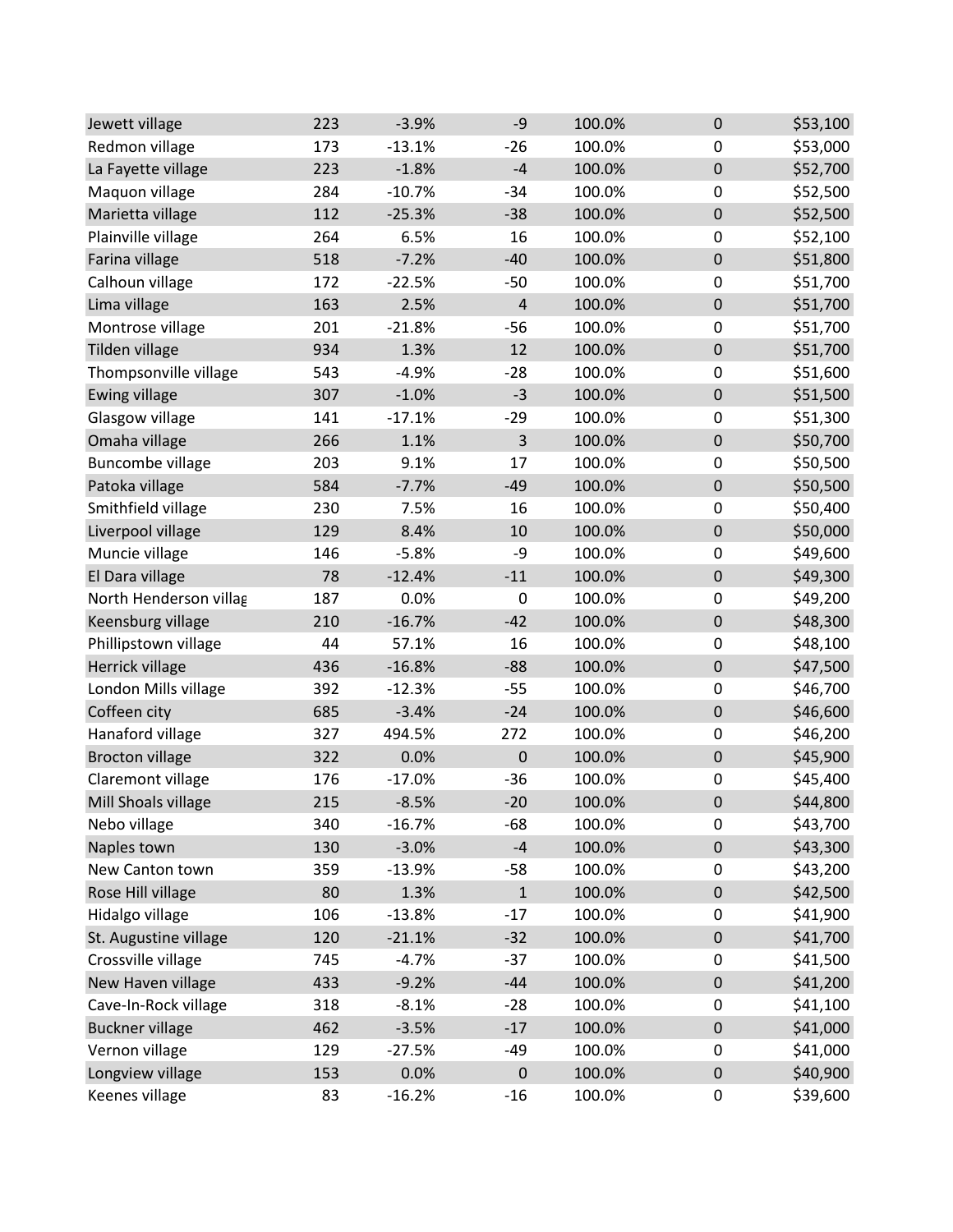| | | | | | | |
|---|---|---|---|---|---|---|
| Jewett village | 223 | -3.9% | -9 | 100.0% | 0 | $53,100 |
| Redmon village | 173 | -13.1% | -26 | 100.0% | 0 | $53,000 |
| La Fayette village | 223 | -1.8% | -4 | 100.0% | 0 | $52,700 |
| Maquon village | 284 | -10.7% | -34 | 100.0% | 0 | $52,500 |
| Marietta village | 112 | -25.3% | -38 | 100.0% | 0 | $52,500 |
| Plainville village | 264 | 6.5% | 16 | 100.0% | 0 | $52,100 |
| Farina village | 518 | -7.2% | -40 | 100.0% | 0 | $51,800 |
| Calhoun village | 172 | -22.5% | -50 | 100.0% | 0 | $51,700 |
| Lima village | 163 | 2.5% | 4 | 100.0% | 0 | $51,700 |
| Montrose village | 201 | -21.8% | -56 | 100.0% | 0 | $51,700 |
| Tilden village | 934 | 1.3% | 12 | 100.0% | 0 | $51,700 |
| Thompsonville village | 543 | -4.9% | -28 | 100.0% | 0 | $51,600 |
| Ewing village | 307 | -1.0% | -3 | 100.0% | 0 | $51,500 |
| Glasgow village | 141 | -17.1% | -29 | 100.0% | 0 | $51,300 |
| Omaha village | 266 | 1.1% | 3 | 100.0% | 0 | $50,700 |
| Buncombe village | 203 | 9.1% | 17 | 100.0% | 0 | $50,500 |
| Patoka village | 584 | -7.7% | -49 | 100.0% | 0 | $50,500 |
| Smithfield village | 230 | 7.5% | 16 | 100.0% | 0 | $50,400 |
| Liverpool village | 129 | 8.4% | 10 | 100.0% | 0 | $50,000 |
| Muncie village | 146 | -5.8% | -9 | 100.0% | 0 | $49,600 |
| El Dara village | 78 | -12.4% | -11 | 100.0% | 0 | $49,300 |
| North Henderson villag | 187 | 0.0% | 0 | 100.0% | 0 | $49,200 |
| Keensburg village | 210 | -16.7% | -42 | 100.0% | 0 | $48,300 |
| Phillipstown village | 44 | 57.1% | 16 | 100.0% | 0 | $48,100 |
| Herrick village | 436 | -16.8% | -88 | 100.0% | 0 | $47,500 |
| London Mills village | 392 | -12.3% | -55 | 100.0% | 0 | $46,700 |
| Coffeen city | 685 | -3.4% | -24 | 100.0% | 0 | $46,600 |
| Hanaford village | 327 | 494.5% | 272 | 100.0% | 0 | $46,200 |
| Brocton village | 322 | 0.0% | 0 | 100.0% | 0 | $45,900 |
| Claremont village | 176 | -17.0% | -36 | 100.0% | 0 | $45,400 |
| Mill Shoals village | 215 | -8.5% | -20 | 100.0% | 0 | $44,800 |
| Nebo village | 340 | -16.7% | -68 | 100.0% | 0 | $43,700 |
| Naples town | 130 | -3.0% | -4 | 100.0% | 0 | $43,300 |
| New Canton town | 359 | -13.9% | -58 | 100.0% | 0 | $43,200 |
| Rose Hill village | 80 | 1.3% | 1 | 100.0% | 0 | $42,500 |
| Hidalgo village | 106 | -13.8% | -17 | 100.0% | 0 | $41,900 |
| St. Augustine village | 120 | -21.1% | -32 | 100.0% | 0 | $41,700 |
| Crossville village | 745 | -4.7% | -37 | 100.0% | 0 | $41,500 |
| New Haven village | 433 | -9.2% | -44 | 100.0% | 0 | $41,200 |
| Cave-In-Rock village | 318 | -8.1% | -28 | 100.0% | 0 | $41,100 |
| Buckner village | 462 | -3.5% | -17 | 100.0% | 0 | $41,000 |
| Vernon village | 129 | -27.5% | -49 | 100.0% | 0 | $41,000 |
| Longview village | 153 | 0.0% | 0 | 100.0% | 0 | $40,900 |
| Keenes village | 83 | -16.2% | -16 | 100.0% | 0 | $39,600 |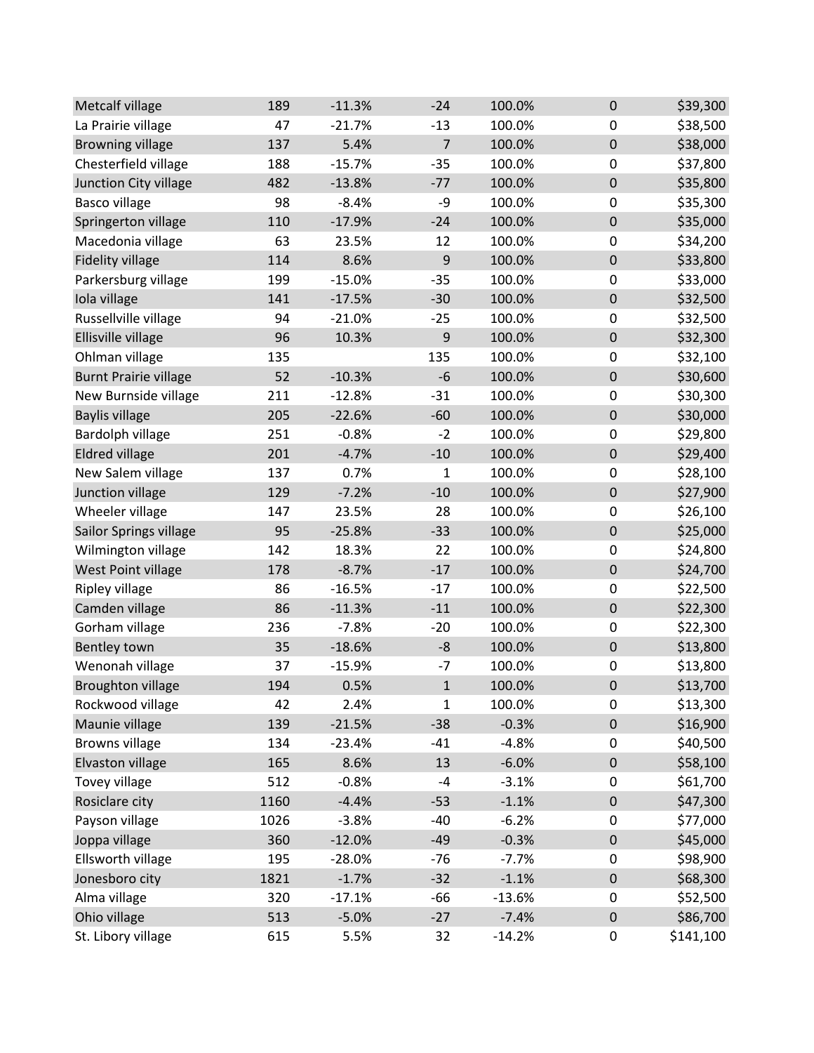| | | | | | | |
|---|---|---|---|---|---|---|
| Metcalf village | 189 | -11.3% | -24 | 100.0% | 0 | $39,300 |
| La Prairie village | 47 | -21.7% | -13 | 100.0% | 0 | $38,500 |
| Browning village | 137 | 5.4% | 7 | 100.0% | 0 | $38,000 |
| Chesterfield village | 188 | -15.7% | -35 | 100.0% | 0 | $37,800 |
| Junction City village | 482 | -13.8% | -77 | 100.0% | 0 | $35,800 |
| Basco village | 98 | -8.4% | -9 | 100.0% | 0 | $35,300 |
| Springerton village | 110 | -17.9% | -24 | 100.0% | 0 | $35,000 |
| Macedonia village | 63 | 23.5% | 12 | 100.0% | 0 | $34,200 |
| Fidelity village | 114 | 8.6% | 9 | 100.0% | 0 | $33,800 |
| Parkersburg village | 199 | -15.0% | -35 | 100.0% | 0 | $33,000 |
| Iola village | 141 | -17.5% | -30 | 100.0% | 0 | $32,500 |
| Russellville village | 94 | -21.0% | -25 | 100.0% | 0 | $32,500 |
| Ellisville village | 96 | 10.3% | 9 | 100.0% | 0 | $32,300 |
| Ohlman village | 135 | | 135 | 100.0% | 0 | $32,100 |
| Burnt Prairie village | 52 | -10.3% | -6 | 100.0% | 0 | $30,600 |
| New Burnside village | 211 | -12.8% | -31 | 100.0% | 0 | $30,300 |
| Baylis village | 205 | -22.6% | -60 | 100.0% | 0 | $30,000 |
| Bardolph village | 251 | -0.8% | -2 | 100.0% | 0 | $29,800 |
| Eldred village | 201 | -4.7% | -10 | 100.0% | 0 | $29,400 |
| New Salem village | 137 | 0.7% | 1 | 100.0% | 0 | $28,100 |
| Junction village | 129 | -7.2% | -10 | 100.0% | 0 | $27,900 |
| Wheeler village | 147 | 23.5% | 28 | 100.0% | 0 | $26,100 |
| Sailor Springs village | 95 | -25.8% | -33 | 100.0% | 0 | $25,000 |
| Wilmington village | 142 | 18.3% | 22 | 100.0% | 0 | $24,800 |
| West Point village | 178 | -8.7% | -17 | 100.0% | 0 | $24,700 |
| Ripley village | 86 | -16.5% | -17 | 100.0% | 0 | $22,500 |
| Camden village | 86 | -11.3% | -11 | 100.0% | 0 | $22,300 |
| Gorham village | 236 | -7.8% | -20 | 100.0% | 0 | $22,300 |
| Bentley town | 35 | -18.6% | -8 | 100.0% | 0 | $13,800 |
| Wenonah village | 37 | -15.9% | -7 | 100.0% | 0 | $13,800 |
| Broughton village | 194 | 0.5% | 1 | 100.0% | 0 | $13,700 |
| Rockwood village | 42 | 2.4% | 1 | 100.0% | 0 | $13,300 |
| Maunie village | 139 | -21.5% | -38 | -0.3% | 0 | $16,900 |
| Browns village | 134 | -23.4% | -41 | -4.8% | 0 | $40,500 |
| Elvaston village | 165 | 8.6% | 13 | -6.0% | 0 | $58,100 |
| Tovey village | 512 | -0.8% | -4 | -3.1% | 0 | $61,700 |
| Rosiclare city | 1160 | -4.4% | -53 | -1.1% | 0 | $47,300 |
| Payson village | 1026 | -3.8% | -40 | -6.2% | 0 | $77,000 |
| Joppa village | 360 | -12.0% | -49 | -0.3% | 0 | $45,000 |
| Ellsworth village | 195 | -28.0% | -76 | -7.7% | 0 | $98,900 |
| Jonesboro city | 1821 | -1.7% | -32 | -1.1% | 0 | $68,300 |
| Alma village | 320 | -17.1% | -66 | -13.6% | 0 | $52,500 |
| Ohio village | 513 | -5.0% | -27 | -7.4% | 0 | $86,700 |
| St. Libory village | 615 | 5.5% | 32 | -14.2% | 0 | $141,100 |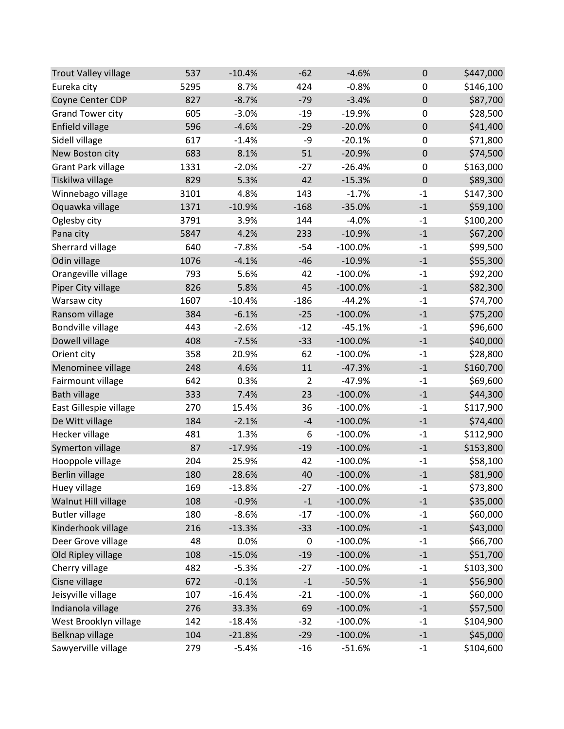| | | | | | | |
|---|---|---|---|---|---|---|
| Trout Valley village | 537 | -10.4% | -62 | -4.6% | 0 | $447,000 |
| Eureka city | 5295 | 8.7% | 424 | -0.8% | 0 | $146,100 |
| Coyne Center CDP | 827 | -8.7% | -79 | -3.4% | 0 | $87,700 |
| Grand Tower city | 605 | -3.0% | -19 | -19.9% | 0 | $28,500 |
| Enfield village | 596 | -4.6% | -29 | -20.0% | 0 | $41,400 |
| Sidell village | 617 | -1.4% | -9 | -20.1% | 0 | $71,800 |
| New Boston city | 683 | 8.1% | 51 | -20.9% | 0 | $74,500 |
| Grant Park village | 1331 | -2.0% | -27 | -26.4% | 0 | $163,000 |
| Tiskilwa village | 829 | 5.3% | 42 | -15.3% | 0 | $89,300 |
| Winnebago village | 3101 | 4.8% | 143 | -1.7% | -1 | $147,300 |
| Oquawka village | 1371 | -10.9% | -168 | -35.0% | -1 | $59,100 |
| Oglesby city | 3791 | 3.9% | 144 | -4.0% | -1 | $100,200 |
| Pana city | 5847 | 4.2% | 233 | -10.9% | -1 | $67,200 |
| Sherrard village | 640 | -7.8% | -54 | -100.0% | -1 | $99,500 |
| Odin village | 1076 | -4.1% | -46 | -10.9% | -1 | $55,300 |
| Orangeville village | 793 | 5.6% | 42 | -100.0% | -1 | $92,200 |
| Piper City village | 826 | 5.8% | 45 | -100.0% | -1 | $82,300 |
| Warsaw city | 1607 | -10.4% | -186 | -44.2% | -1 | $74,700 |
| Ransom village | 384 | -6.1% | -25 | -100.0% | -1 | $75,200 |
| Bondville village | 443 | -2.6% | -12 | -45.1% | -1 | $96,600 |
| Dowell village | 408 | -7.5% | -33 | -100.0% | -1 | $40,000 |
| Orient city | 358 | 20.9% | 62 | -100.0% | -1 | $28,800 |
| Menominee village | 248 | 4.6% | 11 | -47.3% | -1 | $160,700 |
| Fairmount village | 642 | 0.3% | 2 | -47.9% | -1 | $69,600 |
| Bath village | 333 | 7.4% | 23 | -100.0% | -1 | $44,300 |
| East Gillespie village | 270 | 15.4% | 36 | -100.0% | -1 | $117,900 |
| De Witt village | 184 | -2.1% | -4 | -100.0% | -1 | $74,400 |
| Hecker village | 481 | 1.3% | 6 | -100.0% | -1 | $112,900 |
| Symerton village | 87 | -17.9% | -19 | -100.0% | -1 | $153,800 |
| Hooppole village | 204 | 25.9% | 42 | -100.0% | -1 | $58,100 |
| Berlin village | 180 | 28.6% | 40 | -100.0% | -1 | $81,900 |
| Huey village | 169 | -13.8% | -27 | -100.0% | -1 | $73,800 |
| Walnut Hill village | 108 | -0.9% | -1 | -100.0% | -1 | $35,000 |
| Butler village | 180 | -8.6% | -17 | -100.0% | -1 | $60,000 |
| Kinderhook village | 216 | -13.3% | -33 | -100.0% | -1 | $43,000 |
| Deer Grove village | 48 | 0.0% | 0 | -100.0% | -1 | $66,700 |
| Old Ripley village | 108 | -15.0% | -19 | -100.0% | -1 | $51,700 |
| Cherry village | 482 | -5.3% | -27 | -100.0% | -1 | $103,300 |
| Cisne village | 672 | -0.1% | -1 | -50.5% | -1 | $56,900 |
| Jeisyville village | 107 | -16.4% | -21 | -100.0% | -1 | $60,000 |
| Indianola village | 276 | 33.3% | 69 | -100.0% | -1 | $57,500 |
| West Brooklyn village | 142 | -18.4% | -32 | -100.0% | -1 | $104,900 |
| Belknap village | 104 | -21.8% | -29 | -100.0% | -1 | $45,000 |
| Sawyerville village | 279 | -5.4% | -16 | -51.6% | -1 | $104,600 |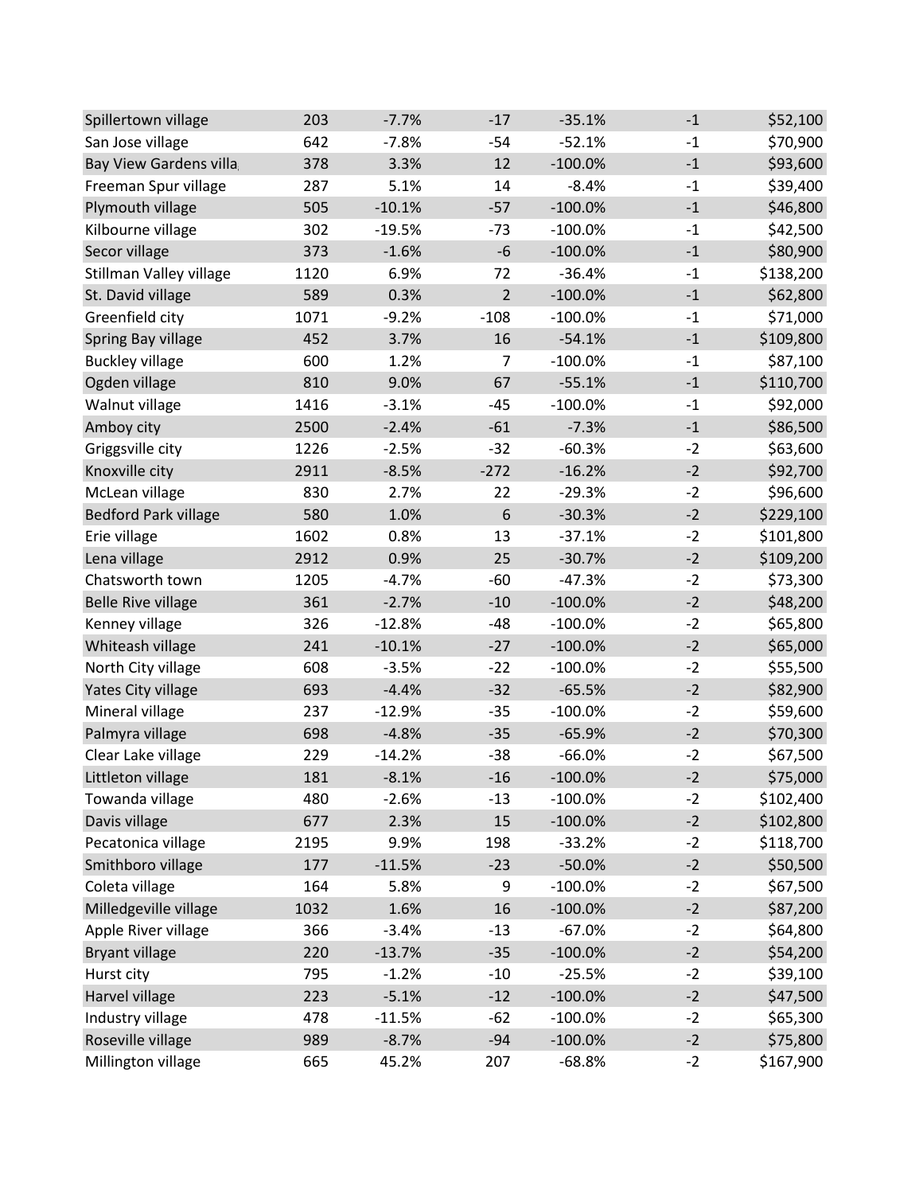| | | | | | | |
|---|---|---|---|---|---|---|
| Spillertown village | 203 | -7.7% | -17 | -35.1% | -1 | $52,100 |
| San Jose village | 642 | -7.8% | -54 | -52.1% | -1 | $70,900 |
| Bay View Gardens villa | 378 | 3.3% | 12 | -100.0% | -1 | $93,600 |
| Freeman Spur village | 287 | 5.1% | 14 | -8.4% | -1 | $39,400 |
| Plymouth village | 505 | -10.1% | -57 | -100.0% | -1 | $46,800 |
| Kilbourne village | 302 | -19.5% | -73 | -100.0% | -1 | $42,500 |
| Secor village | 373 | -1.6% | -6 | -100.0% | -1 | $80,900 |
| Stillman Valley village | 1120 | 6.9% | 72 | -36.4% | -1 | $138,200 |
| St. David village | 589 | 0.3% | 2 | -100.0% | -1 | $62,800 |
| Greenfield city | 1071 | -9.2% | -108 | -100.0% | -1 | $71,000 |
| Spring Bay village | 452 | 3.7% | 16 | -54.1% | -1 | $109,800 |
| Buckley village | 600 | 1.2% | 7 | -100.0% | -1 | $87,100 |
| Ogden village | 810 | 9.0% | 67 | -55.1% | -1 | $110,700 |
| Walnut village | 1416 | -3.1% | -45 | -100.0% | -1 | $92,000 |
| Amboy city | 2500 | -2.4% | -61 | -7.3% | -1 | $86,500 |
| Griggsville city | 1226 | -2.5% | -32 | -60.3% | -2 | $63,600 |
| Knoxville city | 2911 | -8.5% | -272 | -16.2% | -2 | $92,700 |
| McLean village | 830 | 2.7% | 22 | -29.3% | -2 | $96,600 |
| Bedford Park village | 580 | 1.0% | 6 | -30.3% | -2 | $229,100 |
| Erie village | 1602 | 0.8% | 13 | -37.1% | -2 | $101,800 |
| Lena village | 2912 | 0.9% | 25 | -30.7% | -2 | $109,200 |
| Chatsworth town | 1205 | -4.7% | -60 | -47.3% | -2 | $73,300 |
| Belle Rive village | 361 | -2.7% | -10 | -100.0% | -2 | $48,200 |
| Kenney village | 326 | -12.8% | -48 | -100.0% | -2 | $65,800 |
| Whiteash village | 241 | -10.1% | -27 | -100.0% | -2 | $65,000 |
| North City village | 608 | -3.5% | -22 | -100.0% | -2 | $55,500 |
| Yates City village | 693 | -4.4% | -32 | -65.5% | -2 | $82,900 |
| Mineral village | 237 | -12.9% | -35 | -100.0% | -2 | $59,600 |
| Palmyra village | 698 | -4.8% | -35 | -65.9% | -2 | $70,300 |
| Clear Lake village | 229 | -14.2% | -38 | -66.0% | -2 | $67,500 |
| Littleton village | 181 | -8.1% | -16 | -100.0% | -2 | $75,000 |
| Towanda village | 480 | -2.6% | -13 | -100.0% | -2 | $102,400 |
| Davis village | 677 | 2.3% | 15 | -100.0% | -2 | $102,800 |
| Pecatonica village | 2195 | 9.9% | 198 | -33.2% | -2 | $118,700 |
| Smithboro village | 177 | -11.5% | -23 | -50.0% | -2 | $50,500 |
| Coleta village | 164 | 5.8% | 9 | -100.0% | -2 | $67,500 |
| Milledgeville village | 1032 | 1.6% | 16 | -100.0% | -2 | $87,200 |
| Apple River village | 366 | -3.4% | -13 | -67.0% | -2 | $64,800 |
| Bryant village | 220 | -13.7% | -35 | -100.0% | -2 | $54,200 |
| Hurst city | 795 | -1.2% | -10 | -25.5% | -2 | $39,100 |
| Harvel village | 223 | -5.1% | -12 | -100.0% | -2 | $47,500 |
| Industry village | 478 | -11.5% | -62 | -100.0% | -2 | $65,300 |
| Roseville village | 989 | -8.7% | -94 | -100.0% | -2 | $75,800 |
| Millington village | 665 | 45.2% | 207 | -68.8% | -2 | $167,900 |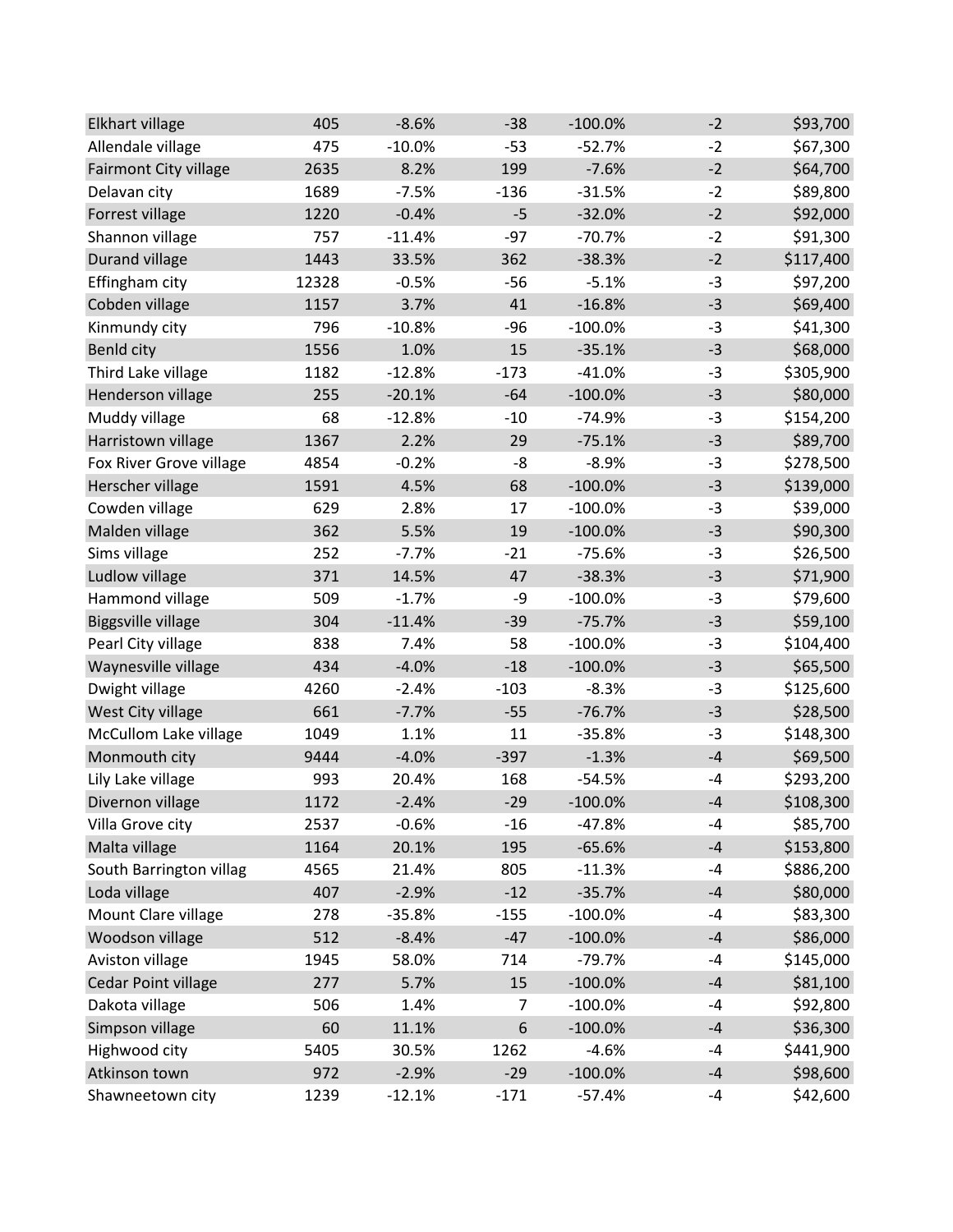| | | | | | | |
|---|---|---|---|---|---|---|
| Elkhart village | 405 | -8.6% | -38 | -100.0% | -2 | $93,700 |
| Allendale village | 475 | -10.0% | -53 | -52.7% | -2 | $67,300 |
| Fairmont City village | 2635 | 8.2% | 199 | -7.6% | -2 | $64,700 |
| Delavan city | 1689 | -7.5% | -136 | -31.5% | -2 | $89,800 |
| Forrest village | 1220 | -0.4% | -5 | -32.0% | -2 | $92,000 |
| Shannon village | 757 | -11.4% | -97 | -70.7% | -2 | $91,300 |
| Durand village | 1443 | 33.5% | 362 | -38.3% | -2 | $117,400 |
| Effingham city | 12328 | -0.5% | -56 | -5.1% | -3 | $97,200 |
| Cobden village | 1157 | 3.7% | 41 | -16.8% | -3 | $69,400 |
| Kinmundy city | 796 | -10.8% | -96 | -100.0% | -3 | $41,300 |
| Benld city | 1556 | 1.0% | 15 | -35.1% | -3 | $68,000 |
| Third Lake village | 1182 | -12.8% | -173 | -41.0% | -3 | $305,900 |
| Henderson village | 255 | -20.1% | -64 | -100.0% | -3 | $80,000 |
| Muddy village | 68 | -12.8% | -10 | -74.9% | -3 | $154,200 |
| Harristown village | 1367 | 2.2% | 29 | -75.1% | -3 | $89,700 |
| Fox River Grove village | 4854 | -0.2% | -8 | -8.9% | -3 | $278,500 |
| Herscher village | 1591 | 4.5% | 68 | -100.0% | -3 | $139,000 |
| Cowden village | 629 | 2.8% | 17 | -100.0% | -3 | $39,000 |
| Malden village | 362 | 5.5% | 19 | -100.0% | -3 | $90,300 |
| Sims village | 252 | -7.7% | -21 | -75.6% | -3 | $26,500 |
| Ludlow village | 371 | 14.5% | 47 | -38.3% | -3 | $71,900 |
| Hammond village | 509 | -1.7% | -9 | -100.0% | -3 | $79,600 |
| Biggsville village | 304 | -11.4% | -39 | -75.7% | -3 | $59,100 |
| Pearl City village | 838 | 7.4% | 58 | -100.0% | -3 | $104,400 |
| Waynesville village | 434 | -4.0% | -18 | -100.0% | -3 | $65,500 |
| Dwight village | 4260 | -2.4% | -103 | -8.3% | -3 | $125,600 |
| West City village | 661 | -7.7% | -55 | -76.7% | -3 | $28,500 |
| McCullom Lake village | 1049 | 1.1% | 11 | -35.8% | -3 | $148,300 |
| Monmouth city | 9444 | -4.0% | -397 | -1.3% | -4 | $69,500 |
| Lily Lake village | 993 | 20.4% | 168 | -54.5% | -4 | $293,200 |
| Divernon village | 1172 | -2.4% | -29 | -100.0% | -4 | $108,300 |
| Villa Grove city | 2537 | -0.6% | -16 | -47.8% | -4 | $85,700 |
| Malta village | 1164 | 20.1% | 195 | -65.6% | -4 | $153,800 |
| South Barrington villag | 4565 | 21.4% | 805 | -11.3% | -4 | $886,200 |
| Loda village | 407 | -2.9% | -12 | -35.7% | -4 | $80,000 |
| Mount Clare village | 278 | -35.8% | -155 | -100.0% | -4 | $83,300 |
| Woodson village | 512 | -8.4% | -47 | -100.0% | -4 | $86,000 |
| Aviston village | 1945 | 58.0% | 714 | -79.7% | -4 | $145,000 |
| Cedar Point village | 277 | 5.7% | 15 | -100.0% | -4 | $81,100 |
| Dakota village | 506 | 1.4% | 7 | -100.0% | -4 | $92,800 |
| Simpson village | 60 | 11.1% | 6 | -100.0% | -4 | $36,300 |
| Highwood city | 5405 | 30.5% | 1262 | -4.6% | -4 | $441,900 |
| Atkinson town | 972 | -2.9% | -29 | -100.0% | -4 | $98,600 |
| Shawneetown city | 1239 | -12.1% | -171 | -57.4% | -4 | $42,600 |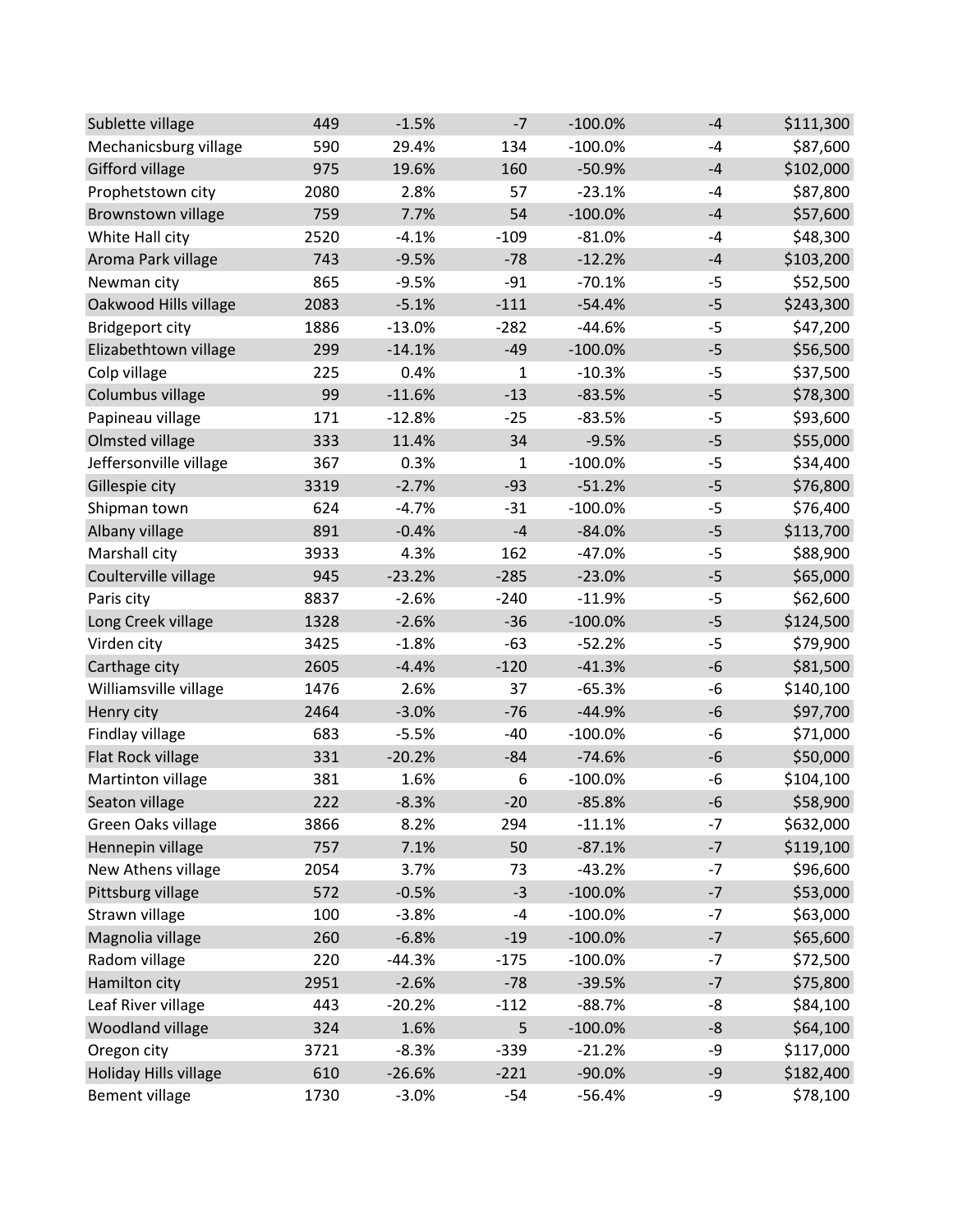| | | | | | | |
|---|---|---|---|---|---|---|
| Sublette village | 449 | -1.5% | -7 | -100.0% | -4 | $111,300 |
| Mechanicsburg village | 590 | 29.4% | 134 | -100.0% | -4 | $87,600 |
| Gifford village | 975 | 19.6% | 160 | -50.9% | -4 | $102,000 |
| Prophetstown city | 2080 | 2.8% | 57 | -23.1% | -4 | $87,800 |
| Brownstown village | 759 | 7.7% | 54 | -100.0% | -4 | $57,600 |
| White Hall city | 2520 | -4.1% | -109 | -81.0% | -4 | $48,300 |
| Aroma Park village | 743 | -9.5% | -78 | -12.2% | -4 | $103,200 |
| Newman city | 865 | -9.5% | -91 | -70.1% | -5 | $52,500 |
| Oakwood Hills village | 2083 | -5.1% | -111 | -54.4% | -5 | $243,300 |
| Bridgeport city | 1886 | -13.0% | -282 | -44.6% | -5 | $47,200 |
| Elizabethtown village | 299 | -14.1% | -49 | -100.0% | -5 | $56,500 |
| Colp village | 225 | 0.4% | 1 | -10.3% | -5 | $37,500 |
| Columbus village | 99 | -11.6% | -13 | -83.5% | -5 | $78,300 |
| Papineau village | 171 | -12.8% | -25 | -83.5% | -5 | $93,600 |
| Olmsted village | 333 | 11.4% | 34 | -9.5% | -5 | $55,000 |
| Jeffersonville village | 367 | 0.3% | 1 | -100.0% | -5 | $34,400 |
| Gillespie city | 3319 | -2.7% | -93 | -51.2% | -5 | $76,800 |
| Shipman town | 624 | -4.7% | -31 | -100.0% | -5 | $76,400 |
| Albany village | 891 | -0.4% | -4 | -84.0% | -5 | $113,700 |
| Marshall city | 3933 | 4.3% | 162 | -47.0% | -5 | $88,900 |
| Coulterville village | 945 | -23.2% | -285 | -23.0% | -5 | $65,000 |
| Paris city | 8837 | -2.6% | -240 | -11.9% | -5 | $62,600 |
| Long Creek village | 1328 | -2.6% | -36 | -100.0% | -5 | $124,500 |
| Virden city | 3425 | -1.8% | -63 | -52.2% | -5 | $79,900 |
| Carthage city | 2605 | -4.4% | -120 | -41.3% | -6 | $81,500 |
| Williamsville village | 1476 | 2.6% | 37 | -65.3% | -6 | $140,100 |
| Henry city | 2464 | -3.0% | -76 | -44.9% | -6 | $97,700 |
| Findlay village | 683 | -5.5% | -40 | -100.0% | -6 | $71,000 |
| Flat Rock village | 331 | -20.2% | -84 | -74.6% | -6 | $50,000 |
| Martinton village | 381 | 1.6% | 6 | -100.0% | -6 | $104,100 |
| Seaton village | 222 | -8.3% | -20 | -85.8% | -6 | $58,900 |
| Green Oaks village | 3866 | 8.2% | 294 | -11.1% | -7 | $632,000 |
| Hennepin village | 757 | 7.1% | 50 | -87.1% | -7 | $119,100 |
| New Athens village | 2054 | 3.7% | 73 | -43.2% | -7 | $96,600 |
| Pittsburg village | 572 | -0.5% | -3 | -100.0% | -7 | $53,000 |
| Strawn village | 100 | -3.8% | -4 | -100.0% | -7 | $63,000 |
| Magnolia village | 260 | -6.8% | -19 | -100.0% | -7 | $65,600 |
| Radom village | 220 | -44.3% | -175 | -100.0% | -7 | $72,500 |
| Hamilton city | 2951 | -2.6% | -78 | -39.5% | -7 | $75,800 |
| Leaf River village | 443 | -20.2% | -112 | -88.7% | -8 | $84,100 |
| Woodland village | 324 | 1.6% | 5 | -100.0% | -8 | $64,100 |
| Oregon city | 3721 | -8.3% | -339 | -21.2% | -9 | $117,000 |
| Holiday Hills village | 610 | -26.6% | -221 | -90.0% | -9 | $182,400 |
| Bement village | 1730 | -3.0% | -54 | -56.4% | -9 | $78,100 |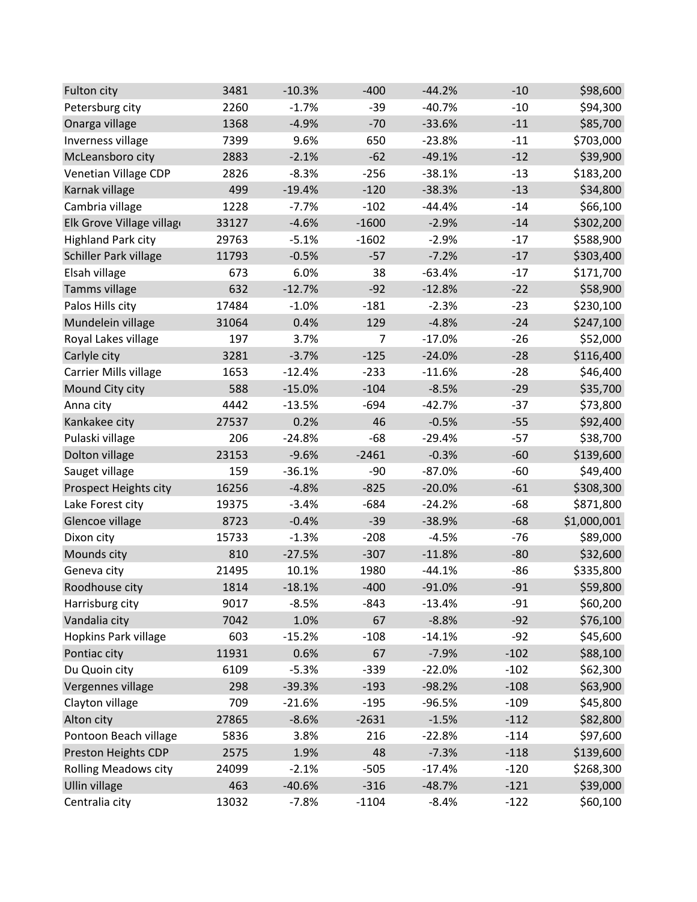| | | | | | | |
|---|---|---|---|---|---|---|
| Fulton city | 3481 | -10.3% | -400 | -44.2% | -10 | $98,600 |
| Petersburg city | 2260 | -1.7% | -39 | -40.7% | -10 | $94,300 |
| Onarga village | 1368 | -4.9% | -70 | -33.6% | -11 | $85,700 |
| Inverness village | 7399 | 9.6% | 650 | -23.8% | -11 | $703,000 |
| McLeansboro city | 2883 | -2.1% | -62 | -49.1% | -12 | $39,900 |
| Venetian Village CDP | 2826 | -8.3% | -256 | -38.1% | -13 | $183,200 |
| Karnak village | 499 | -19.4% | -120 | -38.3% | -13 | $34,800 |
| Cambria village | 1228 | -7.7% | -102 | -44.4% | -14 | $66,100 |
| Elk Grove Village villag | 33127 | -4.6% | -1600 | -2.9% | -14 | $302,200 |
| Highland Park city | 29763 | -5.1% | -1602 | -2.9% | -17 | $588,900 |
| Schiller Park village | 11793 | -0.5% | -57 | -7.2% | -17 | $303,400 |
| Elsah village | 673 | 6.0% | 38 | -63.4% | -17 | $171,700 |
| Tamms village | 632 | -12.7% | -92 | -12.8% | -22 | $58,900 |
| Palos Hills city | 17484 | -1.0% | -181 | -2.3% | -23 | $230,100 |
| Mundelein village | 31064 | 0.4% | 129 | -4.8% | -24 | $247,100 |
| Royal Lakes village | 197 | 3.7% | 7 | -17.0% | -26 | $52,000 |
| Carlyle city | 3281 | -3.7% | -125 | -24.0% | -28 | $116,400 |
| Carrier Mills village | 1653 | -12.4% | -233 | -11.6% | -28 | $46,400 |
| Mound City city | 588 | -15.0% | -104 | -8.5% | -29 | $35,700 |
| Anna city | 4442 | -13.5% | -694 | -42.7% | -37 | $73,800 |
| Kankakee city | 27537 | 0.2% | 46 | -0.5% | -55 | $92,400 |
| Pulaski village | 206 | -24.8% | -68 | -29.4% | -57 | $38,700 |
| Dolton village | 23153 | -9.6% | -2461 | -0.3% | -60 | $139,600 |
| Sauget village | 159 | -36.1% | -90 | -87.0% | -60 | $49,400 |
| Prospect Heights city | 16256 | -4.8% | -825 | -20.0% | -61 | $308,300 |
| Lake Forest city | 19375 | -3.4% | -684 | -24.2% | -68 | $871,800 |
| Glencoe village | 8723 | -0.4% | -39 | -38.9% | -68 | $1,000,001 |
| Dixon city | 15733 | -1.3% | -208 | -4.5% | -76 | $89,000 |
| Mounds city | 810 | -27.5% | -307 | -11.8% | -80 | $32,600 |
| Geneva city | 21495 | 10.1% | 1980 | -44.1% | -86 | $335,800 |
| Roodhouse city | 1814 | -18.1% | -400 | -91.0% | -91 | $59,800 |
| Harrisburg city | 9017 | -8.5% | -843 | -13.4% | -91 | $60,200 |
| Vandalia city | 7042 | 1.0% | 67 | -8.8% | -92 | $76,100 |
| Hopkins Park village | 603 | -15.2% | -108 | -14.1% | -92 | $45,600 |
| Pontiac city | 11931 | 0.6% | 67 | -7.9% | -102 | $88,100 |
| Du Quoin city | 6109 | -5.3% | -339 | -22.0% | -102 | $62,300 |
| Vergennes village | 298 | -39.3% | -193 | -98.2% | -108 | $63,900 |
| Clayton village | 709 | -21.6% | -195 | -96.5% | -109 | $45,800 |
| Alton city | 27865 | -8.6% | -2631 | -1.5% | -112 | $82,800 |
| Pontoon Beach village | 5836 | 3.8% | 216 | -22.8% | -114 | $97,600 |
| Preston Heights CDP | 2575 | 1.9% | 48 | -7.3% | -118 | $139,600 |
| Rolling Meadows city | 24099 | -2.1% | -505 | -17.4% | -120 | $268,300 |
| Ullin village | 463 | -40.6% | -316 | -48.7% | -121 | $39,000 |
| Centralia city | 13032 | -7.8% | -1104 | -8.4% | -122 | $60,100 |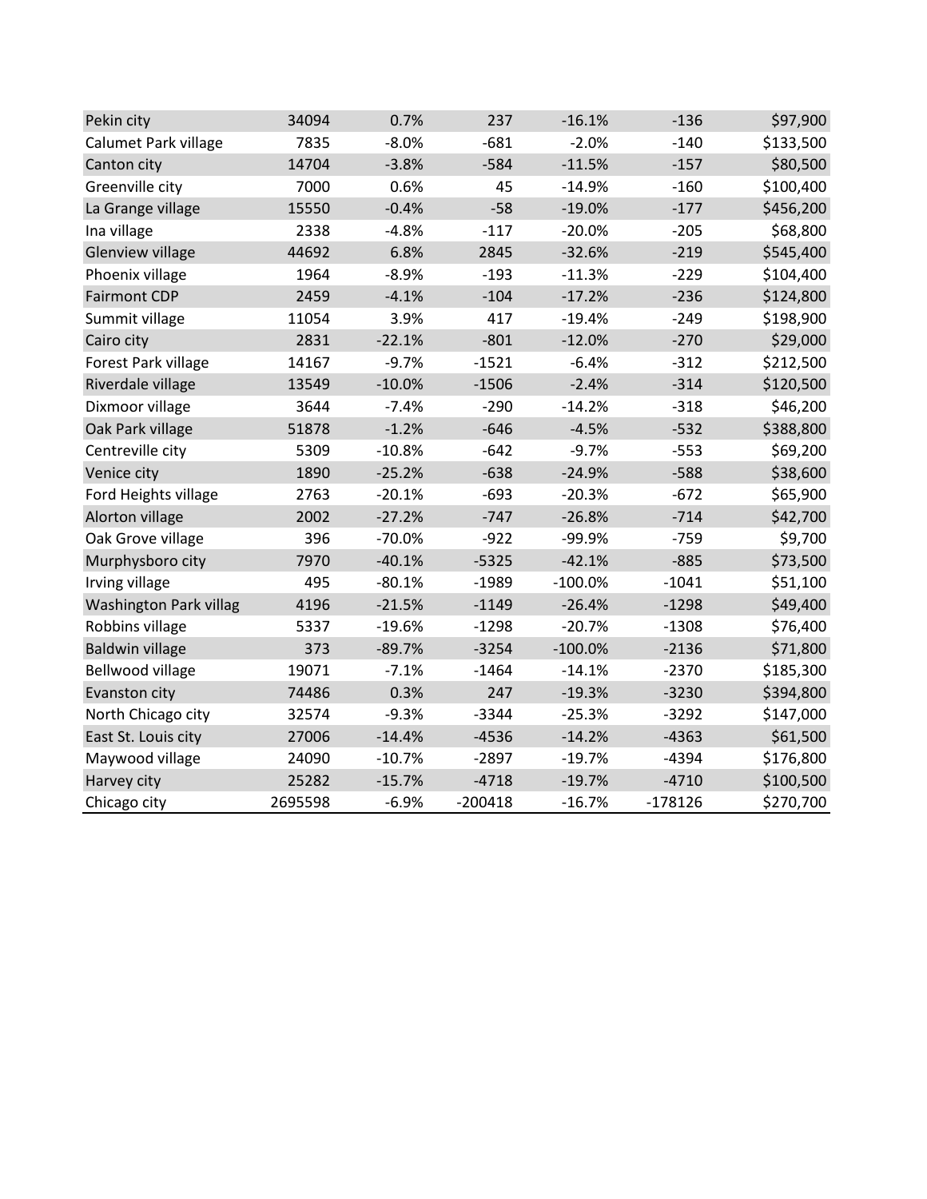| | | | | | | |
|---|---|---|---|---|---|---|
| Pekin city | 34094 | 0.7% | 237 | -16.1% | -136 | $97,900 |
| Calumet Park village | 7835 | -8.0% | -681 | -2.0% | -140 | $133,500 |
| Canton city | 14704 | -3.8% | -584 | -11.5% | -157 | $80,500 |
| Greenville city | 7000 | 0.6% | 45 | -14.9% | -160 | $100,400 |
| La Grange village | 15550 | -0.4% | -58 | -19.0% | -177 | $456,200 |
| Ina village | 2338 | -4.8% | -117 | -20.0% | -205 | $68,800 |
| Glenview village | 44692 | 6.8% | 2845 | -32.6% | -219 | $545,400 |
| Phoenix village | 1964 | -8.9% | -193 | -11.3% | -229 | $104,400 |
| Fairmont CDP | 2459 | -4.1% | -104 | -17.2% | -236 | $124,800 |
| Summit village | 11054 | 3.9% | 417 | -19.4% | -249 | $198,900 |
| Cairo city | 2831 | -22.1% | -801 | -12.0% | -270 | $29,000 |
| Forest Park village | 14167 | -9.7% | -1521 | -6.4% | -312 | $212,500 |
| Riverdale village | 13549 | -10.0% | -1506 | -2.4% | -314 | $120,500 |
| Dixmoor village | 3644 | -7.4% | -290 | -14.2% | -318 | $46,200 |
| Oak Park village | 51878 | -1.2% | -646 | -4.5% | -532 | $388,800 |
| Centreville city | 5309 | -10.8% | -642 | -9.7% | -553 | $69,200 |
| Venice city | 1890 | -25.2% | -638 | -24.9% | -588 | $38,600 |
| Ford Heights village | 2763 | -20.1% | -693 | -20.3% | -672 | $65,900 |
| Alorton village | 2002 | -27.2% | -747 | -26.8% | -714 | $42,700 |
| Oak Grove village | 396 | -70.0% | -922 | -99.9% | -759 | $9,700 |
| Murphysboro city | 7970 | -40.1% | -5325 | -42.1% | -885 | $73,500 |
| Irving village | 495 | -80.1% | -1989 | -100.0% | -1041 | $51,100 |
| Washington Park villag | 4196 | -21.5% | -1149 | -26.4% | -1298 | $49,400 |
| Robbins village | 5337 | -19.6% | -1298 | -20.7% | -1308 | $76,400 |
| Baldwin village | 373 | -89.7% | -3254 | -100.0% | -2136 | $71,800 |
| Bellwood village | 19071 | -7.1% | -1464 | -14.1% | -2370 | $185,300 |
| Evanston city | 74486 | 0.3% | 247 | -19.3% | -3230 | $394,800 |
| North Chicago city | 32574 | -9.3% | -3344 | -25.3% | -3292 | $147,000 |
| East St. Louis city | 27006 | -14.4% | -4536 | -14.2% | -4363 | $61,500 |
| Maywood village | 24090 | -10.7% | -2897 | -19.7% | -4394 | $176,800 |
| Harvey city | 25282 | -15.7% | -4718 | -19.7% | -4710 | $100,500 |
| Chicago city | 2695598 | -6.9% | -200418 | -16.7% | -178126 | $270,700 |